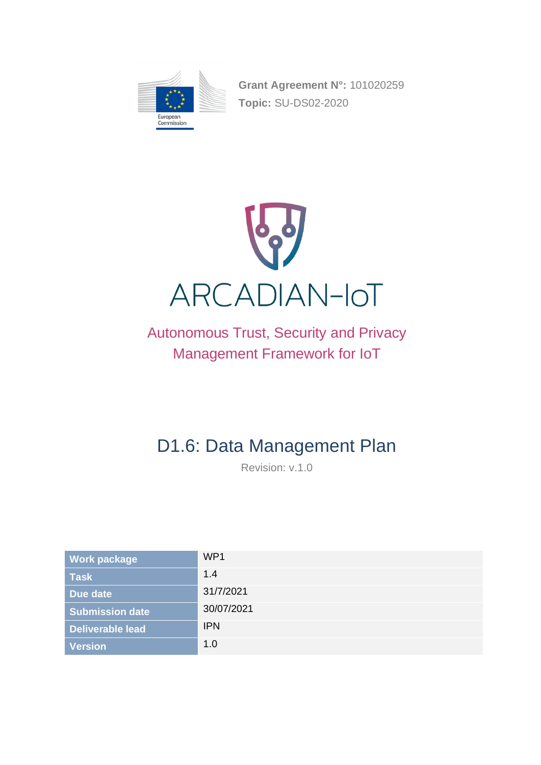**Grant Agreement N°:** 101020259
**Topic:** SU-DS02-2020

# ARCADIAN-IoT

Autonomous Trust, Security and Privacy Management Framework for IoT

## D1.6: Data Management Plan

Revision: v.1.0

| Work package | WP1 |
|---|---|
| Task | 1.4 |
| Due date | 31/7/2021 |
| Submission date | 30/07/2021 |
| Deliverable lead | IPN |
| Version | 1.0 |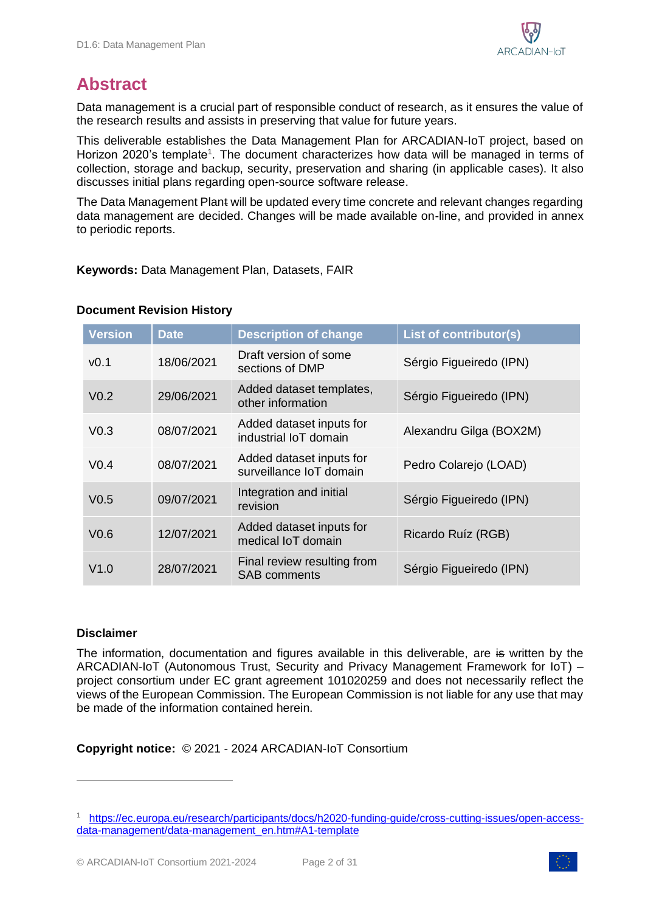# Abstract

Data management is a crucial part of responsible conduct of research, as it ensures the value of the research results and assists in preserving that value for future years.

This deliverable establishes the Data Management Plan for ARCADIAN-IoT project, based on Horizon 2020's template[1]. The document characterizes how data will be managed in terms of collection, storage and backup, security, preservation and sharing (in applicable cases). It also discusses initial plans regarding open-source software release.

The Data Management Plant will be updated every time concrete and relevant changes regarding data management are decided. Changes will be made available on-line, and provided in annex to periodic reports.

**Keywords:** Data Management Plan, Datasets, FAIR

**Document Revision History**

| Version | Date | Description of change | List of contributor(s) |
|---|---|---|---|
| v0.1 | 18/06/2021 | Draft version of some sections of DMP | Sérgio Figueiredo (IPN) |
| V0.2 | 29/06/2021 | Added dataset templates, other information | Sérgio Figueiredo (IPN) |
| V0.3 | 08/07/2021 | Added dataset inputs for industrial IoT domain | Alexandru Gilga (BOX2M) |
| V0.4 | 08/07/2021 | Added dataset inputs for surveillance IoT domain | Pedro Colarejo (LOAD) |
| V0.5 | 09/07/2021 | Integration and initial revision | Sérgio Figueiredo (IPN) |
| V0.6 | 12/07/2021 | Added dataset inputs for medical IoT domain | Ricardo Ruíz (RGB) |
| V1.0 | 28/07/2021 | Final review resulting from SAB comments | Sérgio Figueiredo (IPN) |

**Disclaimer**

The information, documentation and figures available in this deliverable, are is written by the ARCADIAN-IoT (Autonomous Trust, Security and Privacy Management Framework for IoT) – project consortium under EC grant agreement 101020259 and does not necessarily reflect the views of the European Commission. The European Commission is not liable for any use that may be made of the information contained herein.

**Copyright notice:** © 2021 - 2024 ARCADIAN-IoT Consortium

[1] https://ec.europa.eu/research/participants/docs/h2020-funding-guide/cross-cutting-issues/open-access-data-management/data-management_en.htm#A1-template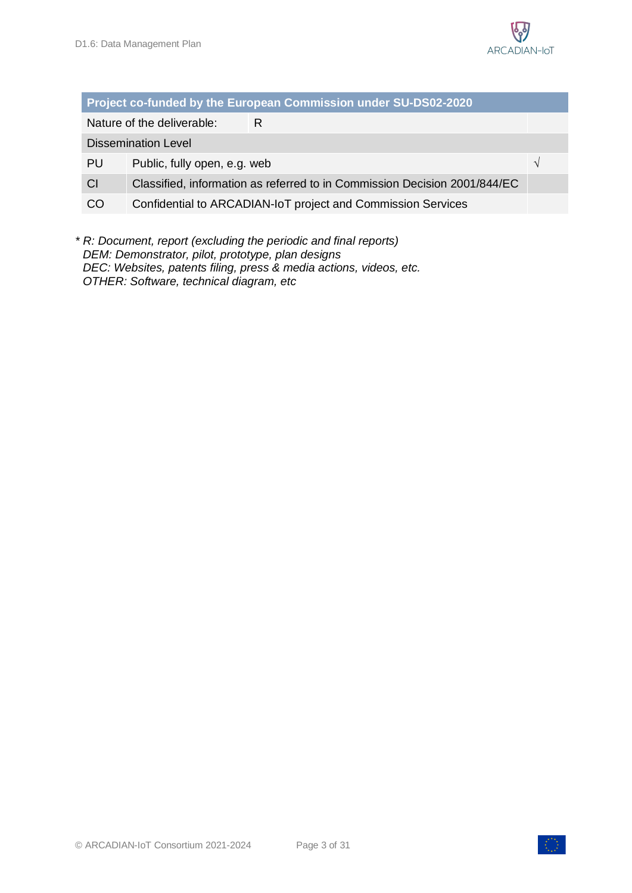| Project co-funded by the European Commission under SU-DS02-2020 | | |
|---|---|---|
| Nature of the deliverable: | R | |
| Dissemination Level | | |
| PU | Public, fully open, e.g. web | √ |
| CI | Classified, information as referred to in Commission Decision 2001/844/EC | |
| CO | Confidential to ARCADIAN-IoT project and Commission Services | |

\* *R: Document, report (excluding the periodic and final reports)*
*DEM: Demonstrator, pilot, prototype, plan designs*
*DEC: Websites, patents filing, press & media actions, videos, etc.*
*OTHER: Software, technical diagram, etc*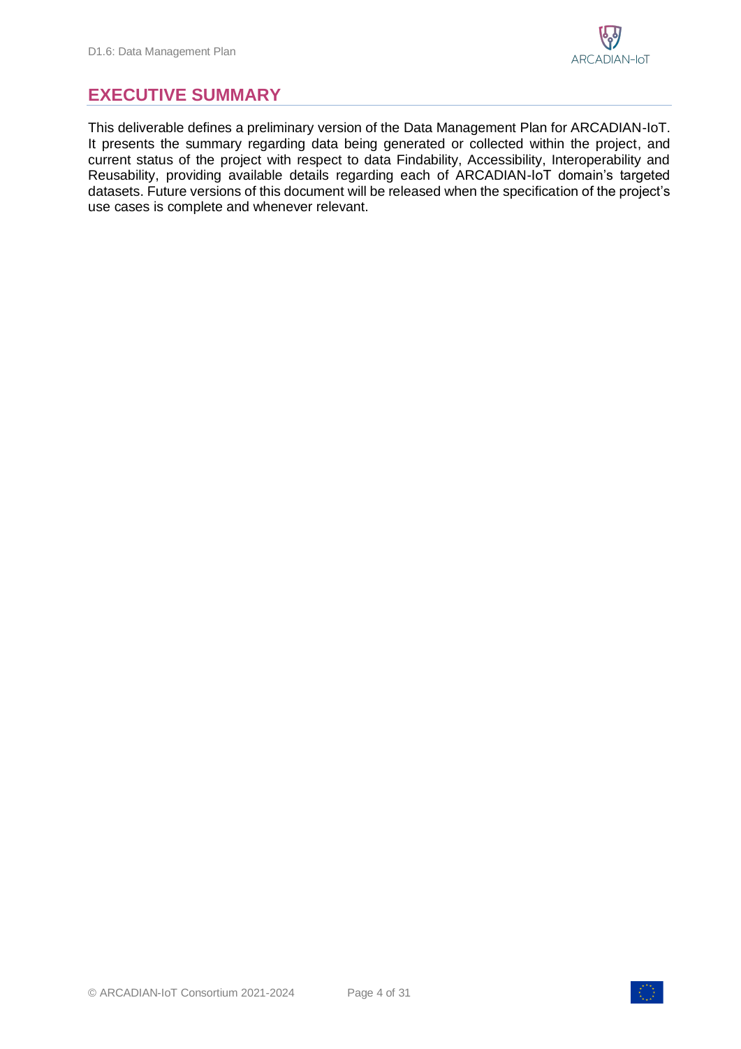# EXECUTIVE SUMMARY

This deliverable defines a preliminary version of the Data Management Plan for ARCADIAN-IoT. It presents the summary regarding data being generated or collected within the project, and current status of the project with respect to data Findability, Accessibility, Interoperability and Reusability, providing available details regarding each of ARCADIAN-IoT domain's targeted datasets. Future versions of this document will be released when the specification of the project's use cases is complete and whenever relevant.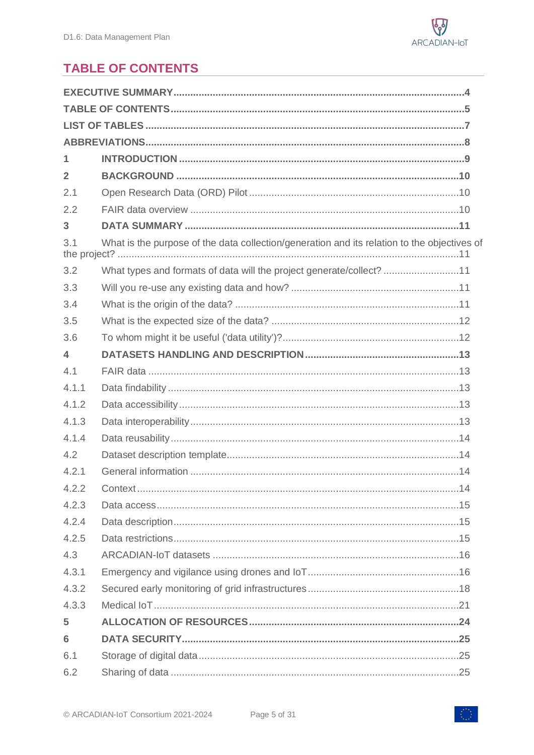# TABLE OF CONTENTS

**EXECUTIVE SUMMARY** .......... 4

**TABLE OF CONTENTS** .......... 5

**LIST OF TABLES** .......... 7

**ABBREVIATIONS** .......... 8

**1 INTRODUCTION** .......... 9

**2 BACKGROUND** .......... 10

2.1 Open Research Data (ORD) Pilot .......... 10

2.2 FAIR data overview .......... 10

**3 DATA SUMMARY** .......... 11

3.1 What is the purpose of the data collection/generation and its relation to the objectives of the project? .......... 11

3.2 What types and formats of data will the project generate/collect? .......... 11

3.3 Will you re-use any existing data and how? .......... 11

3.4 What is the origin of the data? .......... 11

3.5 What is the expected size of the data? .......... 12

3.6 To whom might it be useful ('data utility')? .......... 12

**4 DATASETS HANDLING AND DESCRIPTION** .......... 13

4.1 FAIR data .......... 13

4.1.1 Data findability .......... 13

4.1.2 Data accessibility .......... 13

4.1.3 Data interoperability .......... 13

4.1.4 Data reusability .......... 14

4.2 Dataset description template .......... 14

4.2.1 General information .......... 14

4.2.2 Context .......... 14

4.2.3 Data access .......... 15

4.2.4 Data description .......... 15

4.2.5 Data restrictions .......... 15

4.3 ARCADIAN-IoT datasets .......... 16

4.3.1 Emergency and vigilance using drones and IoT .......... 16

4.3.2 Secured early monitoring of grid infrastructures .......... 18

4.3.3 Medical IoT .......... 21

**5 ALLOCATION OF RESOURCES** .......... 24

**6 DATA SECURITY** .......... 25

6.1 Storage of digital data .......... 25

6.2 Sharing of data .......... 25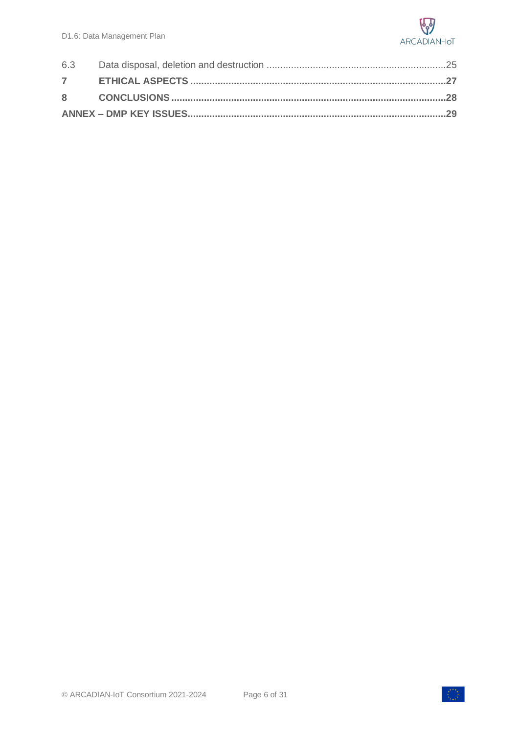6.3 Data disposal, deletion and destruction ....................................................................25

**7 ETHICAL ASPECTS ....................................................................................................27**

**8 CONCLUSIONS ............................................................................................................28**

**ANNEX – DMP KEY ISSUES.........................................................................................29**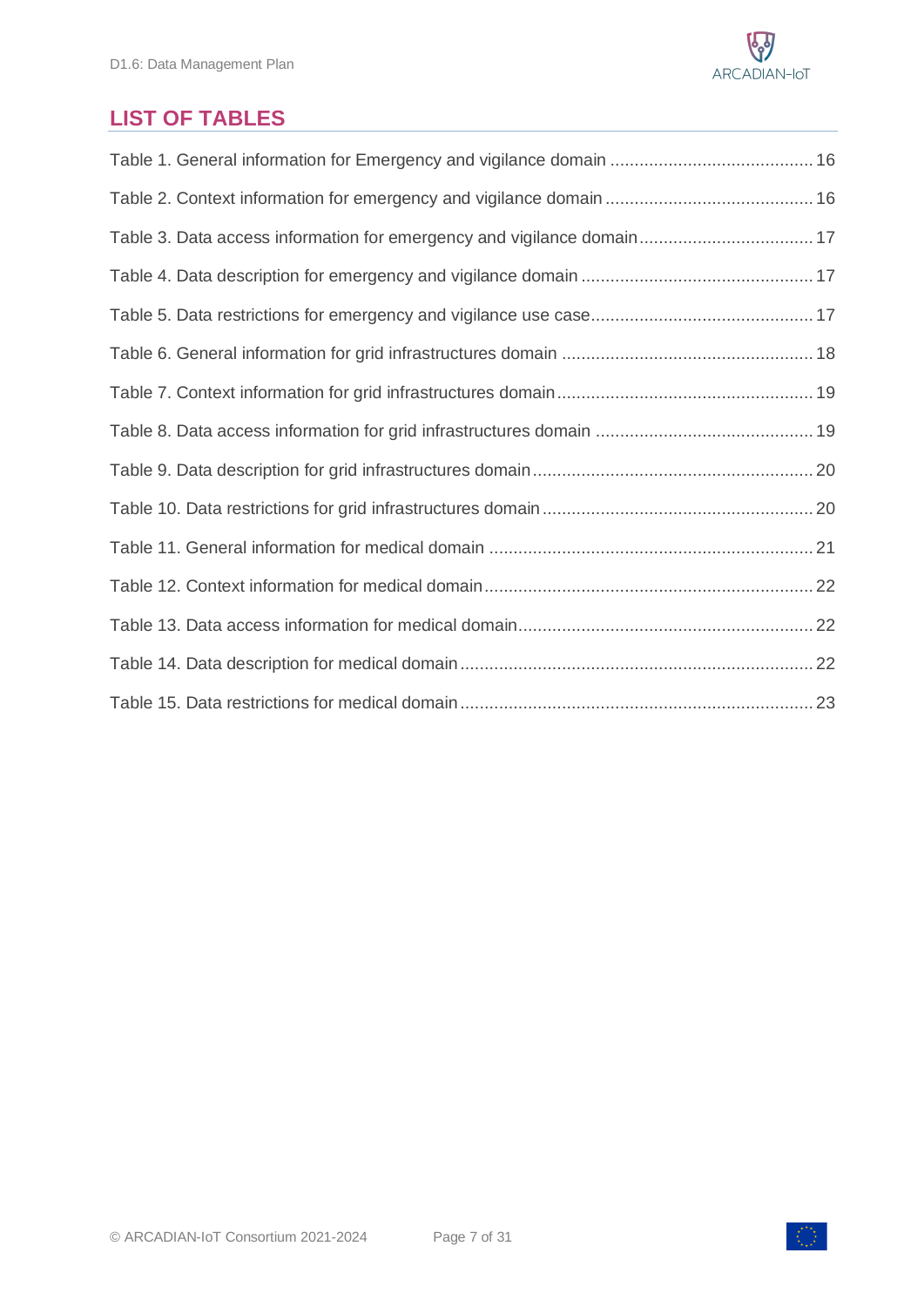## LIST OF TABLES

Table 1. General information for Emergency and vigilance domain ........................................... 16

Table 2. Context information for emergency and vigilance domain ........................................... 16

Table 3. Data access information for emergency and vigilance domain .................................... 17

Table 4. Data description for emergency and vigilance domain ................................................ 17

Table 5. Data restrictions for emergency and vigilance use case .............................................. 17

Table 6. General information for grid infrastructures domain .................................................... 18

Table 7. Context information for grid infrastructures domain ..................................................... 19

Table 8. Data access information for grid infrastructures domain ............................................. 19

Table 9. Data description for grid infrastructures domain .......................................................... 20

Table 10. Data restrictions for grid infrastructures domain ........................................................ 20

Table 11. General information for medical domain ................................................................... 21

Table 12. Context information for medical domain .................................................................... 22

Table 13. Data access information for medical domain ............................................................. 22

Table 14. Data description for medical domain ......................................................................... 22

Table 15. Data restrictions for medical domain ......................................................................... 23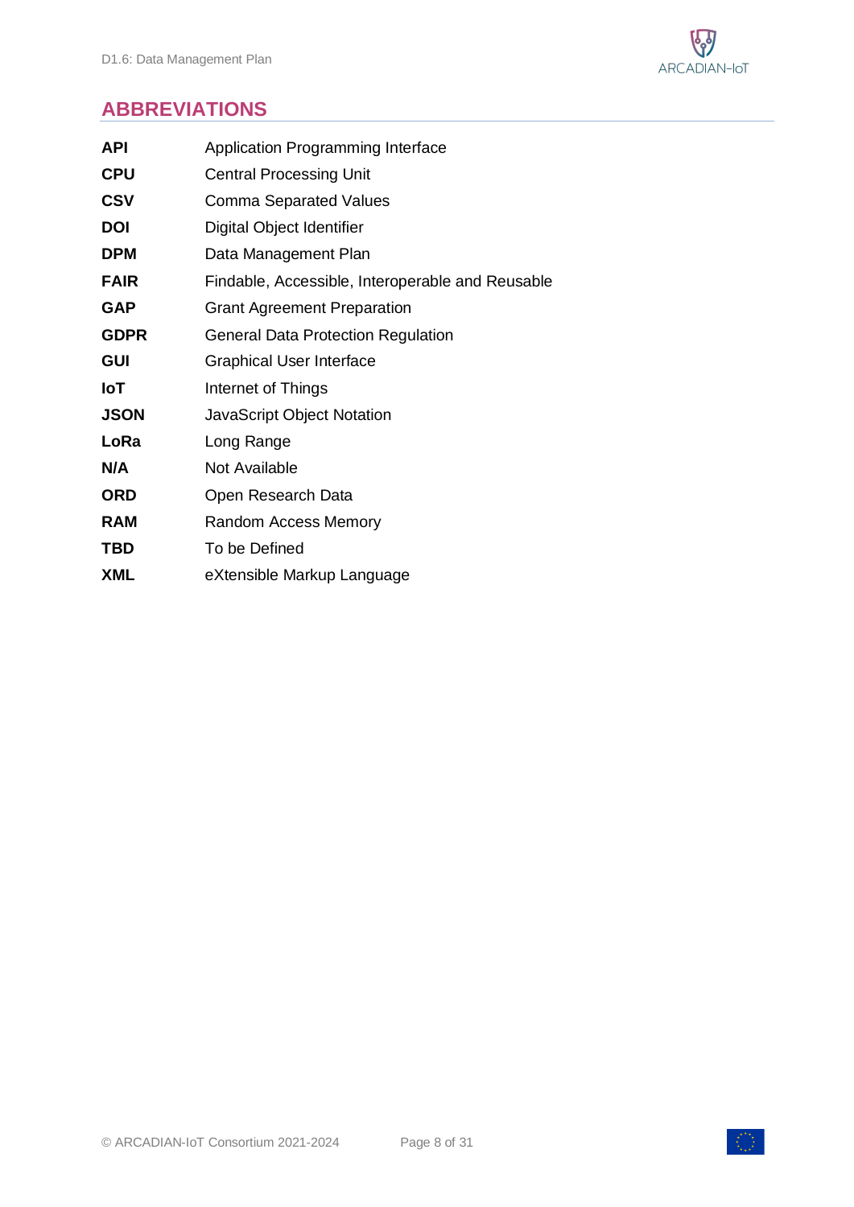# ABBREVIATIONS

| | |
|---|---|
| **API** | Application Programming Interface |
| **CPU** | Central Processing Unit |
| **CSV** | Comma Separated Values |
| **DOI** | Digital Object Identifier |
| **DPM** | Data Management Plan |
| **FAIR** | Findable, Accessible, Interoperable and Reusable |
| **GAP** | Grant Agreement Preparation |
| **GDPR** | General Data Protection Regulation |
| **GUI** | Graphical User Interface |
| **IoT** | Internet of Things |
| **JSON** | JavaScript Object Notation |
| **LoRa** | Long Range |
| **N/A** | Not Available |
| **ORD** | Open Research Data |
| **RAM** | Random Access Memory |
| **TBD** | To be Defined |
| **XML** | eXtensible Markup Language |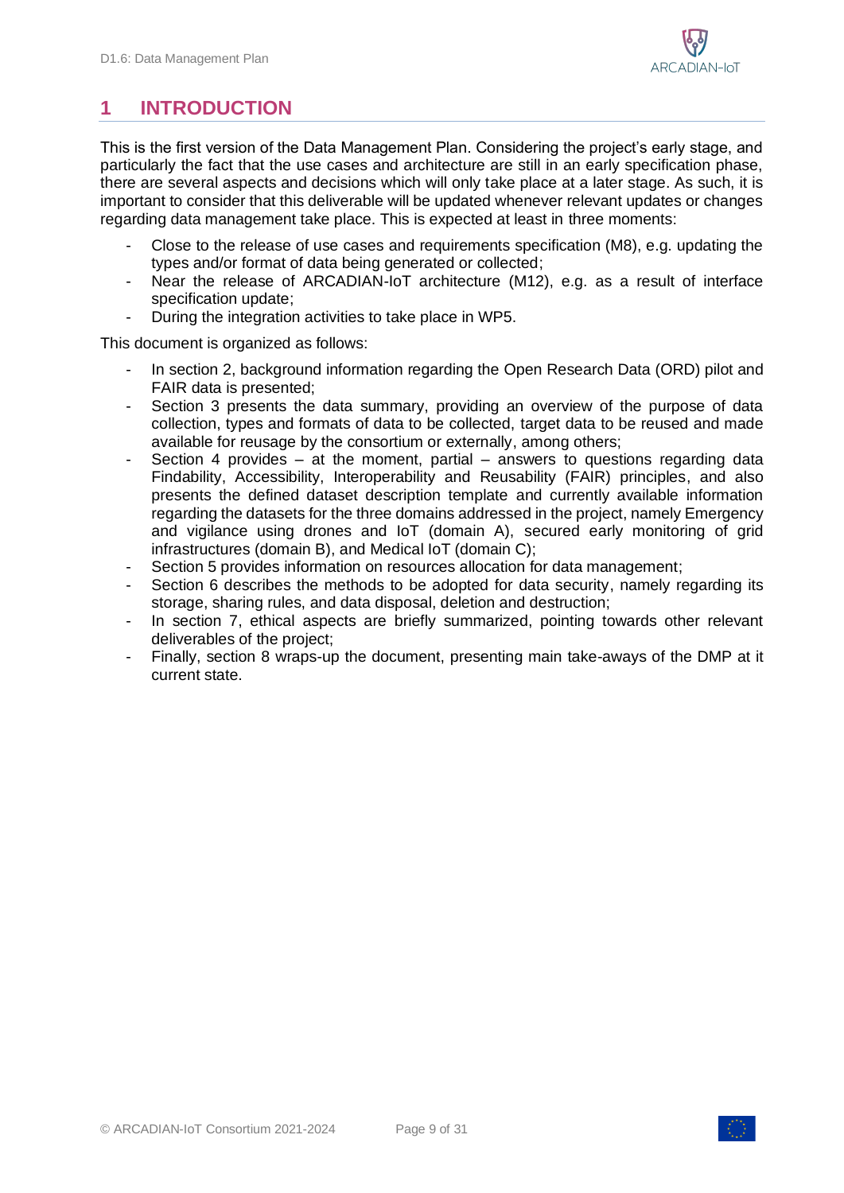# 1 INTRODUCTION

This is the first version of the Data Management Plan. Considering the project's early stage, and particularly the fact that the use cases and architecture are still in an early specification phase, there are several aspects and decisions which will only take place at a later stage. As such, it is important to consider that this deliverable will be updated whenever relevant updates or changes regarding data management take place. This is expected at least in three moments:

- Close to the release of use cases and requirements specification (M8), e.g. updating the types and/or format of data being generated or collected;
- Near the release of ARCADIAN-IoT architecture (M12), e.g. as a result of interface specification update;
- During the integration activities to take place in WP5.

This document is organized as follows:

- In section 2, background information regarding the Open Research Data (ORD) pilot and FAIR data is presented;
- Section 3 presents the data summary, providing an overview of the purpose of data collection, types and formats of data to be collected, target data to be reused and made available for reusage by the consortium or externally, among others;
- Section 4 provides – at the moment, partial – answers to questions regarding data Findability, Accessibility, Interoperability and Reusability (FAIR) principles, and also presents the defined dataset description template and currently available information regarding the datasets for the three domains addressed in the project, namely Emergency and vigilance using drones and IoT (domain A), secured early monitoring of grid infrastructures (domain B), and Medical IoT (domain C);
- Section 5 provides information on resources allocation for data management;
- Section 6 describes the methods to be adopted for data security, namely regarding its storage, sharing rules, and data disposal, deletion and destruction;
- In section 7, ethical aspects are briefly summarized, pointing towards other relevant deliverables of the project;
- Finally, section 8 wraps-up the document, presenting main take-aways of the DMP at it current state.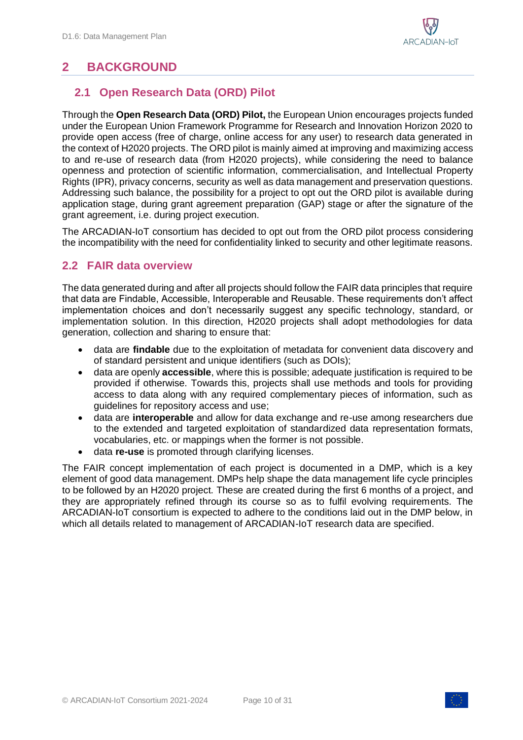# 2 BACKGROUND

## 2.1 Open Research Data (ORD) Pilot

Through the **Open Research Data (ORD) Pilot,** the European Union encourages projects funded under the European Union Framework Programme for Research and Innovation Horizon 2020 to provide open access (free of charge, online access for any user) to research data generated in the context of H2020 projects. The ORD pilot is mainly aimed at improving and maximizing access to and re-use of research data (from H2020 projects), while considering the need to balance openness and protection of scientific information, commercialisation, and Intellectual Property Rights (IPR), privacy concerns, security as well as data management and preservation questions. Addressing such balance, the possibility for a project to opt out the ORD pilot is available during application stage, during grant agreement preparation (GAP) stage or after the signature of the grant agreement, i.e. during project execution.

The ARCADIAN-IoT consortium has decided to opt out from the ORD pilot process considering the incompatibility with the need for confidentiality linked to security and other legitimate reasons.

## 2.2 FAIR data overview

The data generated during and after all projects should follow the FAIR data principles that require that data are Findable, Accessible, Interoperable and Reusable. These requirements don't affect implementation choices and don't necessarily suggest any specific technology, standard, or implementation solution. In this direction, H2020 projects shall adopt methodologies for data generation, collection and sharing to ensure that:

- data are **findable** due to the exploitation of metadata for convenient data discovery and of standard persistent and unique identifiers (such as DOIs);
- data are openly **accessible**, where this is possible; adequate justification is required to be provided if otherwise. Towards this, projects shall use methods and tools for providing access to data along with any required complementary pieces of information, such as guidelines for repository access and use;
- data are **interoperable** and allow for data exchange and re-use among researchers due to the extended and targeted exploitation of standardized data representation formats, vocabularies, etc. or mappings when the former is not possible.
- data **re-use** is promoted through clarifying licenses.

The FAIR concept implementation of each project is documented in a DMP, which is a key element of good data management. DMPs help shape the data management life cycle principles to be followed by an H2020 project. These are created during the first 6 months of a project, and they are appropriately refined through its course so as to fulfil evolving requirements. The ARCADIAN-IoT consortium is expected to adhere to the conditions laid out in the DMP below, in which all details related to management of ARCADIAN-IoT research data are specified.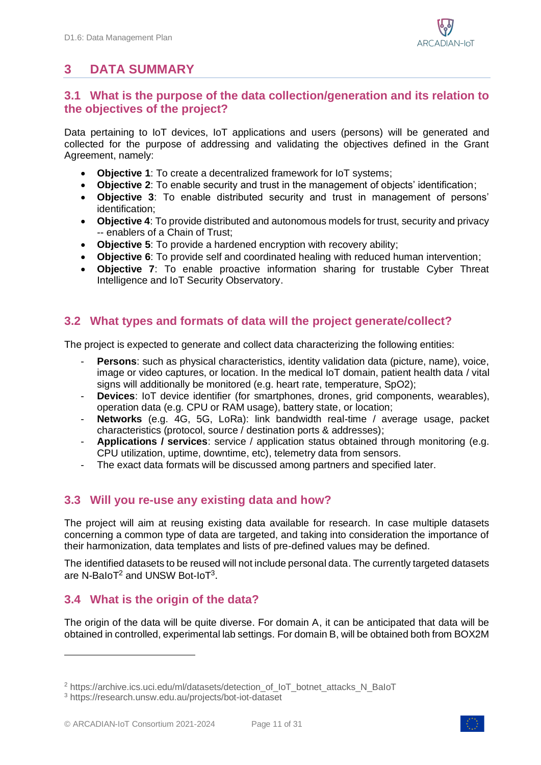# 3 DATA SUMMARY

## 3.1 What is the purpose of the data collection/generation and its relation to the objectives of the project?

Data pertaining to IoT devices, IoT applications and users (persons) will be generated and collected for the purpose of addressing and validating the objectives defined in the Grant Agreement, namely:

- **Objective 1**: To create a decentralized framework for IoT systems;
- **Objective 2**: To enable security and trust in the management of objects' identification;
- **Objective 3**: To enable distributed security and trust in management of persons' identification;
- **Objective 4**: To provide distributed and autonomous models for trust, security and privacy -- enablers of a Chain of Trust;
- **Objective 5**: To provide a hardened encryption with recovery ability;
- **Objective 6**: To provide self and coordinated healing with reduced human intervention;
- **Objective 7**: To enable proactive information sharing for trustable Cyber Threat Intelligence and IoT Security Observatory.

## 3.2 What types and formats of data will the project generate/collect?

The project is expected to generate and collect data characterizing the following entities:

- **Persons**: such as physical characteristics, identity validation data (picture, name), voice, image or video captures, or location. In the medical IoT domain, patient health data / vital signs will additionally be monitored (e.g. heart rate, temperature, SpO2);
- **Devices**: IoT device identifier (for smartphones, drones, grid components, wearables), operation data (e.g. CPU or RAM usage), battery state, or location;
- **Networks** (e.g. 4G, 5G, LoRa): link bandwidth real-time / average usage, packet characteristics (protocol, source / destination ports & addresses);
- **Applications / services**: service / application status obtained through monitoring (e.g. CPU utilization, uptime, downtime, etc), telemetry data from sensors.
- The exact data formats will be discussed among partners and specified later.

## 3.3 Will you re-use any existing data and how?

The project will aim at reusing existing data available for research. In case multiple datasets concerning a common type of data are targeted, and taking into consideration the importance of their harmonization, data templates and lists of pre-defined values may be defined.

The identified datasets to be reused will not include personal data. The currently targeted datasets are N-BaIoT[2] and UNSW Bot-IoT[3].

## 3.4 What is the origin of the data?

The origin of the data will be quite diverse. For domain A, it can be anticipated that data will be obtained in controlled, experimental lab settings. For domain B, will be obtained both from BOX2M

[2] https://archive.ics.uci.edu/ml/datasets/detection_of_IoT_botnet_attacks_N_BaIoT

[3] https://research.unsw.edu.au/projects/bot-iot-dataset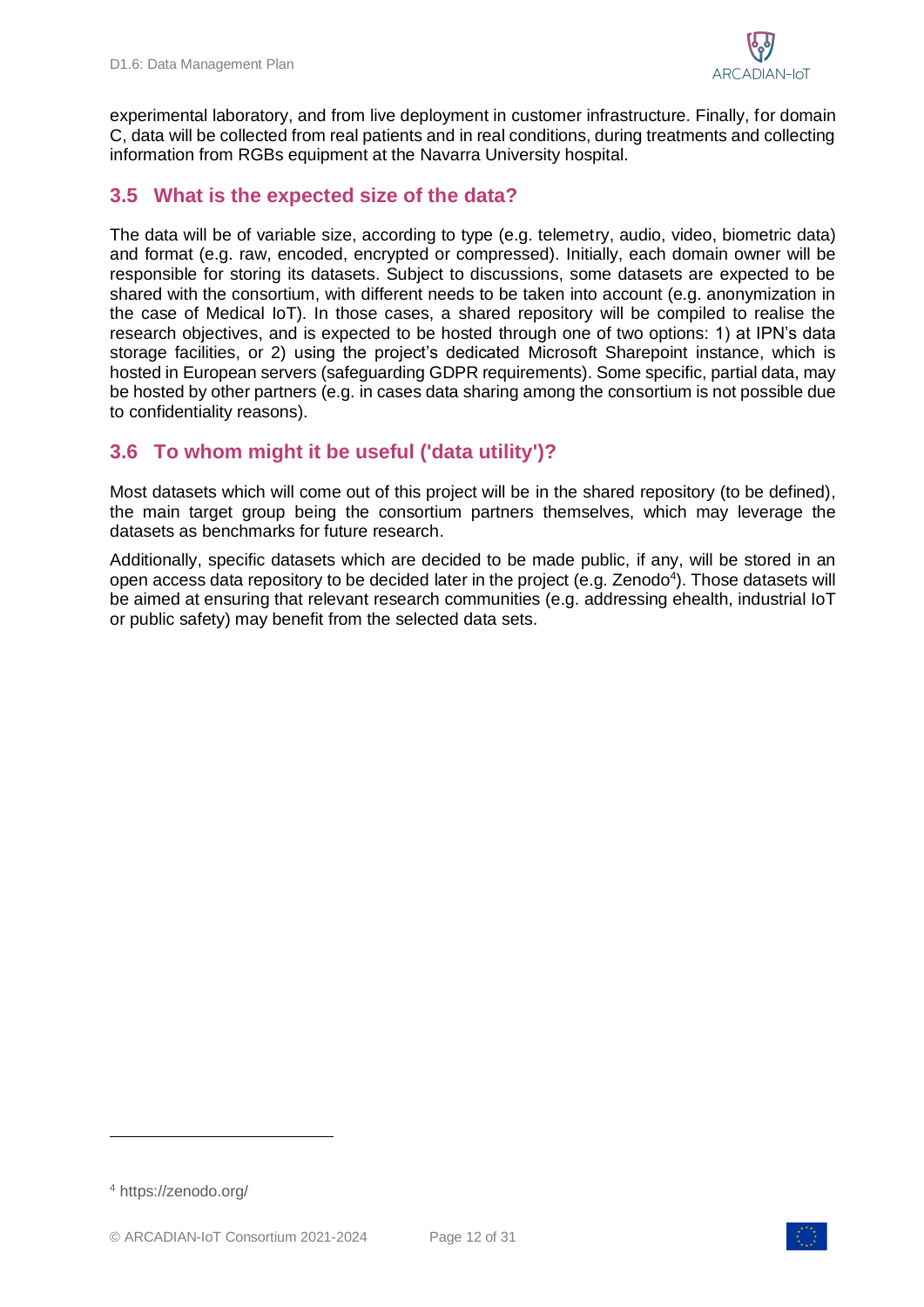experimental laboratory, and from live deployment in customer infrastructure. Finally, for domain C, data will be collected from real patients and in real conditions, during treatments and collecting information from RGBs equipment at the Navarra University hospital.

## 3.5 What is the expected size of the data?

The data will be of variable size, according to type (e.g. telemetry, audio, video, biometric data) and format (e.g. raw, encoded, encrypted or compressed). Initially, each domain owner will be responsible for storing its datasets. Subject to discussions, some datasets are expected to be shared with the consortium, with different needs to be taken into account (e.g. anonymization in the case of Medical IoT). In those cases, a shared repository will be compiled to realise the research objectives, and is expected to be hosted through one of two options: 1) at IPN's data storage facilities, or 2) using the project's dedicated Microsoft Sharepoint instance, which is hosted in European servers (safeguarding GDPR requirements). Some specific, partial data, may be hosted by other partners (e.g. in cases data sharing among the consortium is not possible due to confidentiality reasons).

## 3.6 To whom might it be useful ('data utility')?

Most datasets which will come out of this project will be in the shared repository (to be defined), the main target group being the consortium partners themselves, which may leverage the datasets as benchmarks for future research.

Additionally, specific datasets which are decided to be made public, if any, will be stored in an open access data repository to be decided later in the project (e.g. Zenodo[4]). Those datasets will be aimed at ensuring that relevant research communities (e.g. addressing ehealth, industrial IoT or public safety) may benefit from the selected data sets.

[4] https://zenodo.org/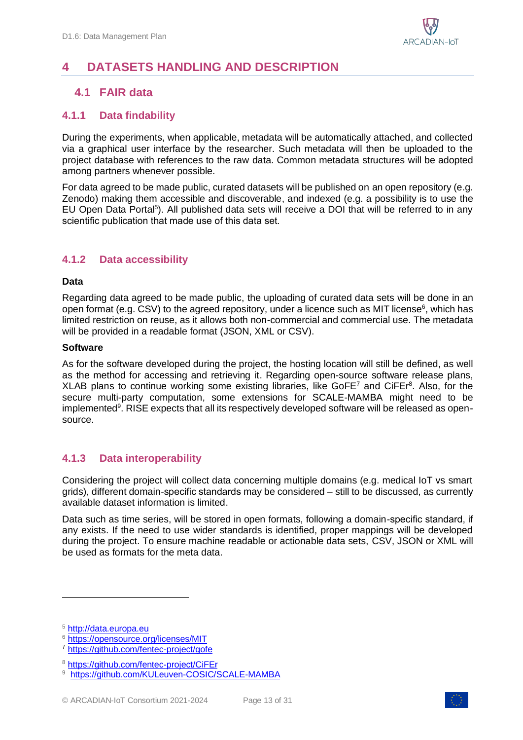# 4 DATASETS HANDLING AND DESCRIPTION

## 4.1 FAIR data

### 4.1.1 Data findability

During the experiments, when applicable, metadata will be automatically attached, and collected via a graphical user interface by the researcher. Such metadata will then be uploaded to the project database with references to the raw data. Common metadata structures will be adopted among partners whenever possible.

For data agreed to be made public, curated datasets will be published on an open repository (e.g. Zenodo) making them accessible and discoverable, and indexed (e.g. a possibility is to use the EU Open Data Portal[5]). All published data sets will receive a DOI that will be referred to in any scientific publication that made use of this data set.

### 4.1.2 Data accessibility

**Data**

Regarding data agreed to be made public, the uploading of curated data sets will be done in an open format (e.g. CSV) to the agreed repository, under a licence such as MIT license[6], which has limited restriction on reuse, as it allows both non-commercial and commercial use. The metadata will be provided in a readable format (JSON, XML or CSV).

**Software**

As for the software developed during the project, the hosting location will still be defined, as well as the method for accessing and retrieving it. Regarding open-source software release plans, XLAB plans to continue working some existing libraries, like GoFE[7] and CiFEr[8]. Also, for the secure multi-party computation, some extensions for SCALE-MAMBA might need to be implemented[9]. RISE expects that all its respectively developed software will be released as open-source.

### 4.1.3 Data interoperability

Considering the project will collect data concerning multiple domains (e.g. medical IoT vs smart grids), different domain-specific standards may be considered – still to be discussed, as currently available dataset information is limited.

Data such as time series, will be stored in open formats, following a domain-specific standard, if any exists. If the need to use wider standards is identified, proper mappings will be developed during the project. To ensure machine readable or actionable data sets, CSV, JSON or XML will be used as formats for the meta data.

---

[5] http://data.europa.eu

[6] https://opensource.org/licenses/MIT

[7] https://github.com/fentec-project/gofe

[8] https://github.com/fentec-project/CiFEr

[9] https://github.com/KULeuven-COSIC/SCALE-MAMBA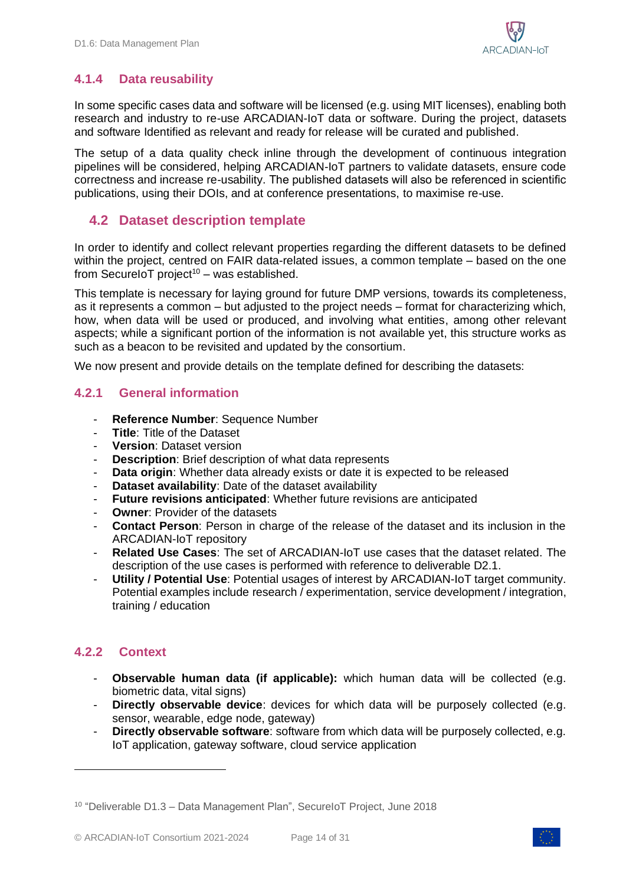### 4.1.4 Data reusability

In some specific cases data and software will be licensed (e.g. using MIT licenses), enabling both research and industry to re-use ARCADIAN-IoT data or software. During the project, datasets and software Identified as relevant and ready for release will be curated and published.

The setup of a data quality check inline through the development of continuous integration pipelines will be considered, helping ARCADIAN-IoT partners to validate datasets, ensure code correctness and increase re-usability. The published datasets will also be referenced in scientific publications, using their DOIs, and at conference presentations, to maximise re-use.

## 4.2 Dataset description template

In order to identify and collect relevant properties regarding the different datasets to be defined within the project, centred on FAIR data-related issues, a common template – based on the one from SecureIoT project[10] – was established.

This template is necessary for laying ground for future DMP versions, towards its completeness, as it represents a common – but adjusted to the project needs – format for characterizing which, how, when data will be used or produced, and involving what entities, among other relevant aspects; while a significant portion of the information is not available yet, this structure works as such as a beacon to be revisited and updated by the consortium.

We now present and provide details on the template defined for describing the datasets:

### 4.2.1 General information

- **Reference Number**: Sequence Number
- **Title**: Title of the Dataset
- **Version**: Dataset version
- **Description**: Brief description of what data represents
- **Data origin**: Whether data already exists or date it is expected to be released
- **Dataset availability**: Date of the dataset availability
- **Future revisions anticipated**: Whether future revisions are anticipated
- **Owner**: Provider of the datasets
- **Contact Person**: Person in charge of the release of the dataset and its inclusion in the ARCADIAN-IoT repository
- **Related Use Cases**: The set of ARCADIAN-IoT use cases that the dataset related. The description of the use cases is performed with reference to deliverable D2.1.
- **Utility / Potential Use**: Potential usages of interest by ARCADIAN-IoT target community. Potential examples include research / experimentation, service development / integration, training / education

### 4.2.2 Context

- **Observable human data (if applicable):** which human data will be collected (e.g. biometric data, vital signs)
- **Directly observable device**: devices for which data will be purposely collected (e.g. sensor, wearable, edge node, gateway)
- **Directly observable software**: software from which data will be purposely collected, e.g. IoT application, gateway software, cloud service application

[10] "Deliverable D1.3 – Data Management Plan", SecureIoT Project, June 2018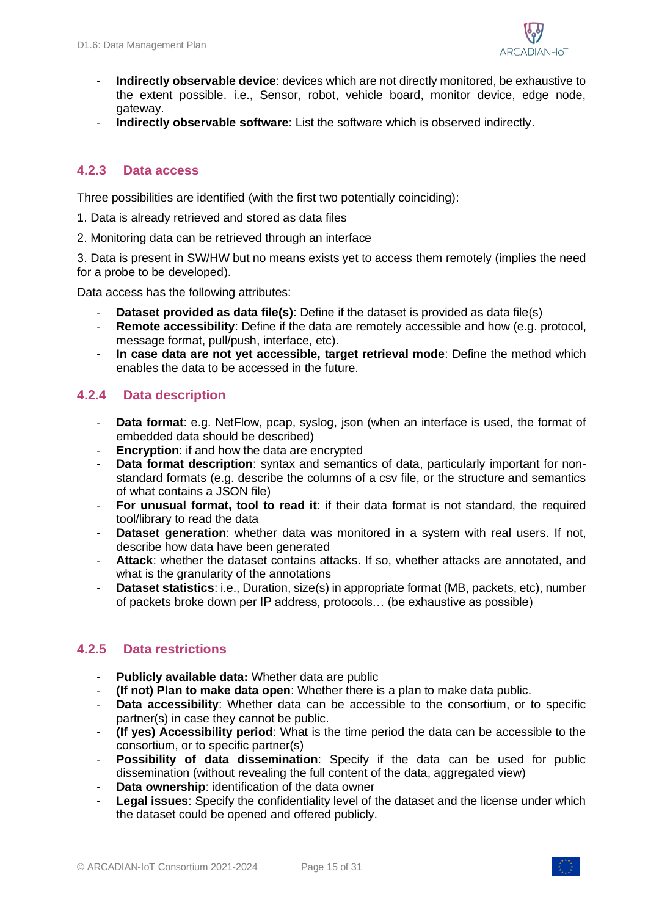- **Indirectly observable device**: devices which are not directly monitored, be exhaustive to the extent possible. i.e., Sensor, robot, vehicle board, monitor device, edge node, gateway.
- **Indirectly observable software**: List the software which is observed indirectly.

### 4.2.3 Data access

Three possibilities are identified (with the first two potentially coinciding):

1. Data is already retrieved and stored as data files

2. Monitoring data can be retrieved through an interface

3. Data is present in SW/HW but no means exists yet to access them remotely (implies the need for a probe to be developed).

Data access has the following attributes:

- **Dataset provided as data file(s)**: Define if the dataset is provided as data file(s)
- **Remote accessibility**: Define if the data are remotely accessible and how (e.g. protocol, message format, pull/push, interface, etc).
- **In case data are not yet accessible, target retrieval mode**: Define the method which enables the data to be accessed in the future.

### 4.2.4 Data description

- **Data format**: e.g. NetFlow, pcap, syslog, json (when an interface is used, the format of embedded data should be described)
- **Encryption**: if and how the data are encrypted
- **Data format description**: syntax and semantics of data, particularly important for non-standard formats (e.g. describe the columns of a csv file, or the structure and semantics of what contains a JSON file)
- **For unusual format, tool to read it**: if their data format is not standard, the required tool/library to read the data
- **Dataset generation**: whether data was monitored in a system with real users. If not, describe how data have been generated
- **Attack**: whether the dataset contains attacks. If so, whether attacks are annotated, and what is the granularity of the annotations
- **Dataset statistics**: i.e., Duration, size(s) in appropriate format (MB, packets, etc), number of packets broke down per IP address, protocols… (be exhaustive as possible)

### 4.2.5 Data restrictions

- **Publicly available data:** Whether data are public
- **(If not) Plan to make data open**: Whether there is a plan to make data public.
- **Data accessibility**: Whether data can be accessible to the consortium, or to specific partner(s) in case they cannot be public.
- **(If yes) Accessibility period**: What is the time period the data can be accessible to the consortium, or to specific partner(s)
- **Possibility of data dissemination**: Specify if the data can be used for public dissemination (without revealing the full content of the data, aggregated view)
- **Data ownership**: identification of the data owner
- **Legal issues**: Specify the confidentiality level of the dataset and the license under which the dataset could be opened and offered publicly.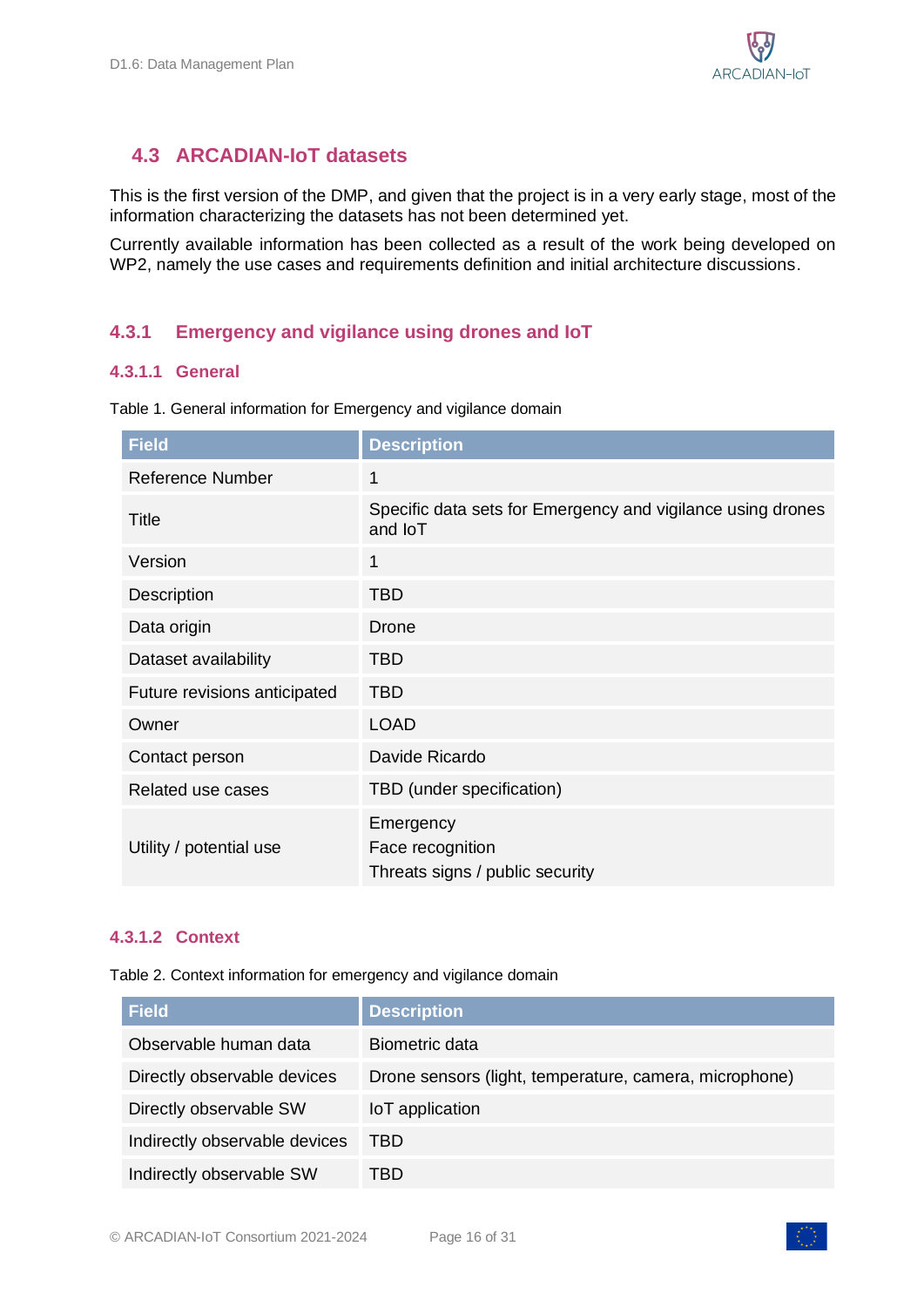## 4.3 ARCADIAN-IoT datasets

This is the first version of the DMP, and given that the project is in a very early stage, most of the information characterizing the datasets has not been determined yet.

Currently available information has been collected as a result of the work being developed on WP2, namely the use cases and requirements definition and initial architecture discussions.

### 4.3.1 Emergency and vigilance using drones and IoT

#### 4.3.1.1 General

Table 1. General information for Emergency and vigilance domain

| Field | Description |
|---|---|
| Reference Number | 1 |
| Title | Specific data sets for Emergency and vigilance using drones and IoT |
| Version | 1 |
| Description | TBD |
| Data origin | Drone |
| Dataset availability | TBD |
| Future revisions anticipated | TBD |
| Owner | LOAD |
| Contact person | Davide Ricardo |
| Related use cases | TBD (under specification) |
| Utility / potential use | Emergency<br>Face recognition<br>Threats signs / public security |

#### 4.3.1.2 Context

Table 2. Context information for emergency and vigilance domain

| Field | Description |
|---|---|
| Observable human data | Biometric data |
| Directly observable devices | Drone sensors (light, temperature, camera, microphone) |
| Directly observable SW | IoT application |
| Indirectly observable devices | TBD |
| Indirectly observable SW | TBD |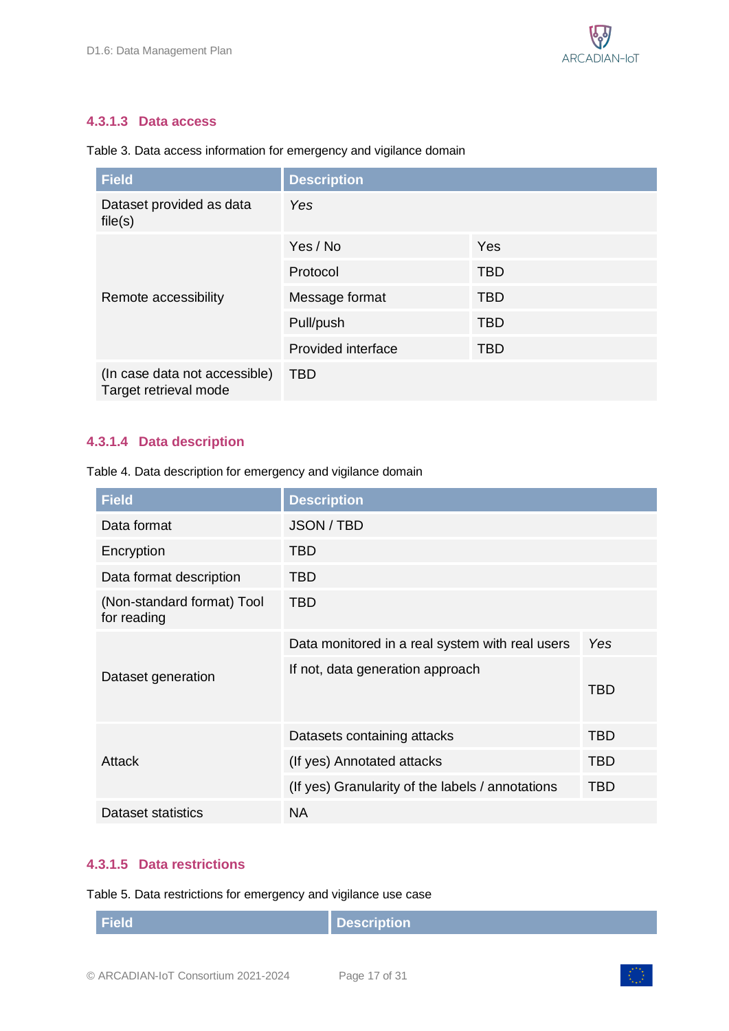#### 4.3.1.3 Data access

Table 3. Data access information for emergency and vigilance domain

| Field | Description | |
|---|---|---|
| Dataset provided as data file(s) | *Yes* | |
| Remote accessibility | Yes / No | Yes |
| | Protocol | TBD |
| | Message format | TBD |
| | Pull/push | TBD |
| | Provided interface | TBD |
| (In case data not accessible) Target retrieval mode | TBD | |

#### 4.3.1.4 Data description

Table 4. Data description for emergency and vigilance domain

| Field | Description | |
|---|---|---|
| Data format | JSON / TBD | |
| Encryption | TBD | |
| Data format description | TBD | |
| (Non-standard format) Tool for reading | TBD | |
| Dataset generation | Data monitored in a real system with real users | *Yes* |
| | If not, data generation approach | TBD |
| Attack | Datasets containing attacks | TBD |
| | (If yes) Annotated attacks | TBD |
| | (If yes) Granularity of the labels / annotations | TBD |
| Dataset statistics | NA | |

#### 4.3.1.5 Data restrictions

Table 5. Data restrictions for emergency and vigilance use case

| Field | Description |
|---|---|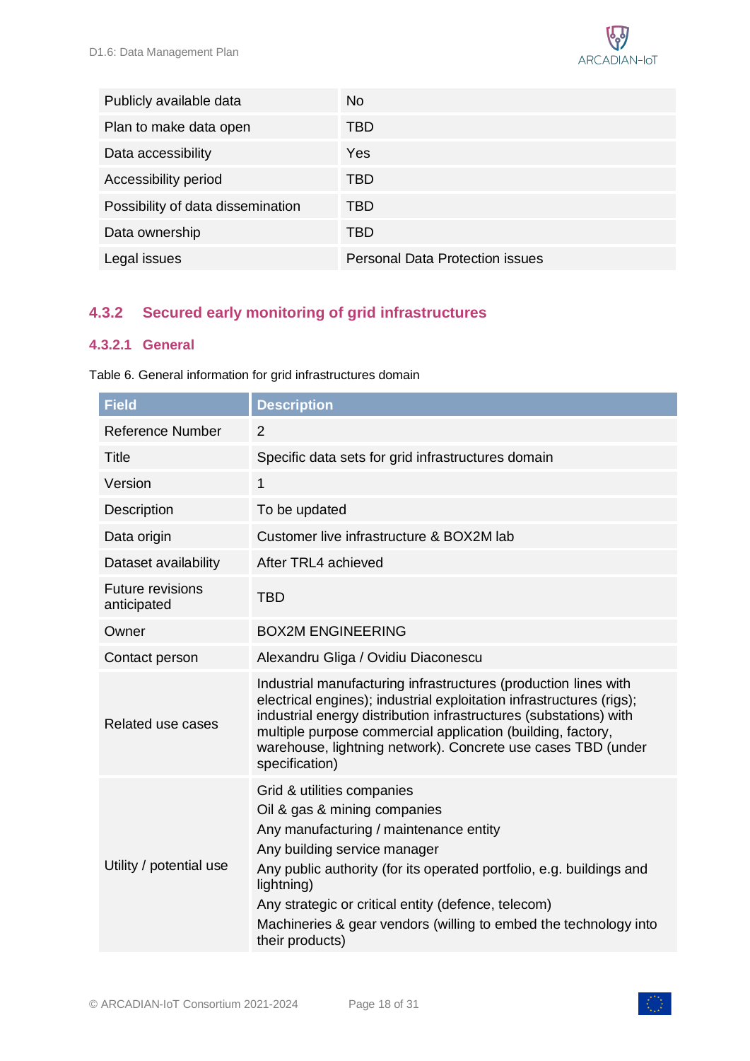| | |
|---|---|
| Publicly available data | No |
| Plan to make data open | TBD |
| Data accessibility | Yes |
| Accessibility period | TBD |
| Possibility of data dissemination | TBD |
| Data ownership | TBD |
| Legal issues | Personal Data Protection issues |

### 4.3.2 Secured early monitoring of grid infrastructures

#### 4.3.2.1 General

Table 6. General information for grid infrastructures domain

| Field | Description |
|---|---|
| Reference Number | 2 |
| Title | Specific data sets for grid infrastructures domain |
| Version | 1 |
| Description | To be updated |
| Data origin | Customer live infrastructure & BOX2M lab |
| Dataset availability | After TRL4 achieved |
| Future revisions anticipated | TBD |
| Owner | BOX2M ENGINEERING |
| Contact person | Alexandru Gliga / Ovidiu Diaconescu |
| Related use cases | Industrial manufacturing infrastructures (production lines with electrical engines); industrial exploitation infrastructures (rigs); industrial energy distribution infrastructures (substations) with multiple purpose commercial application (building, factory, warehouse, lightning network). Concrete use cases TBD (under specification) |
| Utility / potential use | Grid & utilities companies<br>Oil & gas & mining companies<br>Any manufacturing / maintenance entity<br>Any building service manager<br>Any public authority (for its operated portfolio, e.g. buildings and lightning)<br>Any strategic or critical entity (defence, telecom)<br>Machineries & gear vendors (willing to embed the technology into their products) |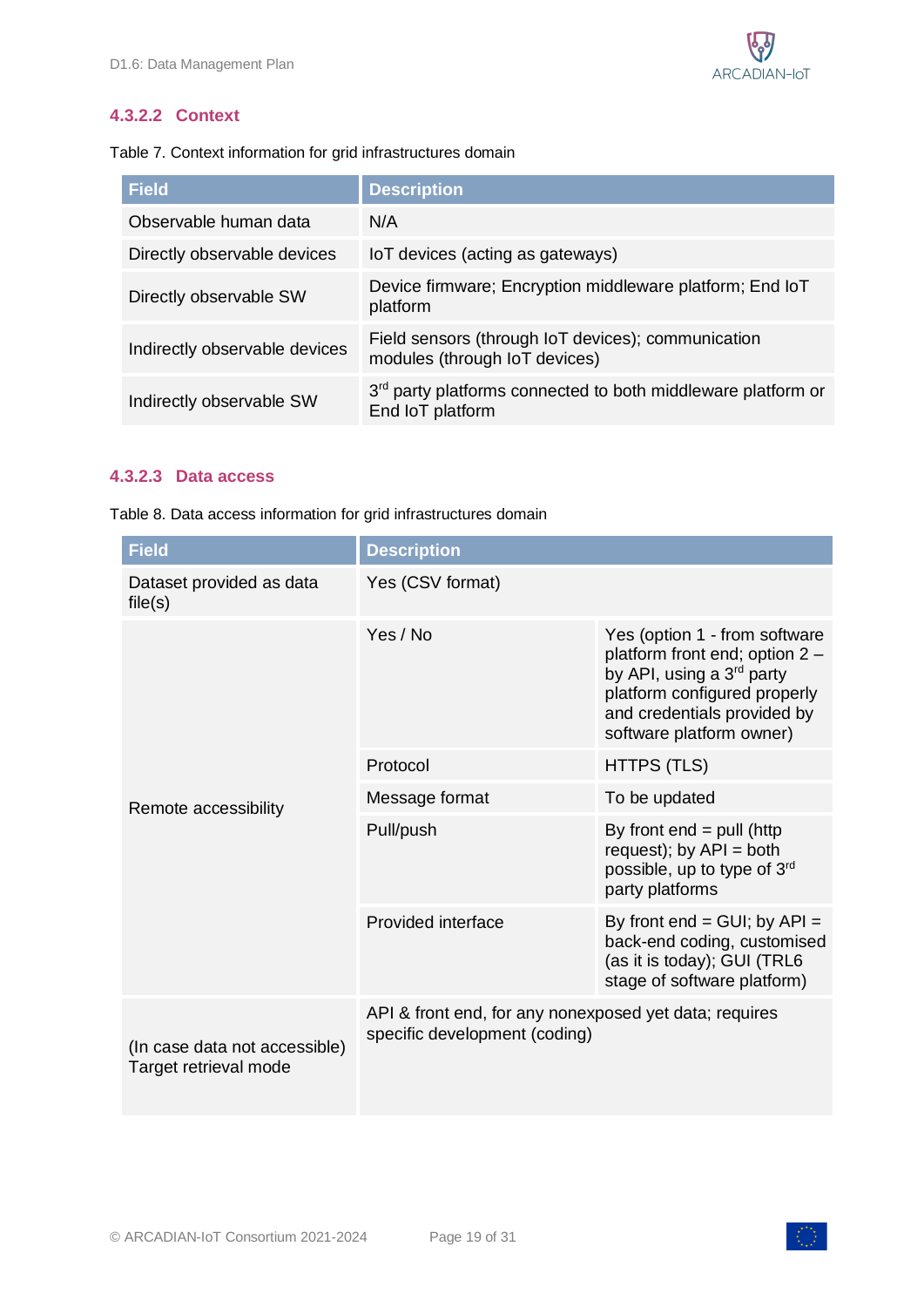#### 4.3.2.2 Context

Table 7. Context information for grid infrastructures domain

| Field | Description |
|---|---|
| Observable human data | N/A |
| Directly observable devices | IoT devices (acting as gateways) |
| Directly observable SW | Device firmware; Encryption middleware platform; End IoT platform |
| Indirectly observable devices | Field sensors (through IoT devices); communication modules (through IoT devices) |
| Indirectly observable SW | 3rd party platforms connected to both middleware platform or End IoT platform |

#### 4.3.2.3 Data access

Table 8. Data access information for grid infrastructures domain

| Field | Description | |
|---|---|---|
| Dataset provided as data file(s) | Yes (CSV format) | |
| Remote accessibility | Yes / No | Yes (option 1 - from software platform front end; option 2 – by API, using a 3rd party platform configured properly and credentials provided by software platform owner) |
| | Protocol | HTTPS (TLS) |
| | Message format | To be updated |
| | Pull/push | By front end = pull (http request); by API = both possible, up to type of 3rd party platforms |
| | Provided interface | By front end = GUI; by API = back-end coding, customised (as it is today); GUI (TRL6 stage of software platform) |
| (In case data not accessible) Target retrieval mode | API & front end, for any nonexposed yet data; requires specific development (coding) | |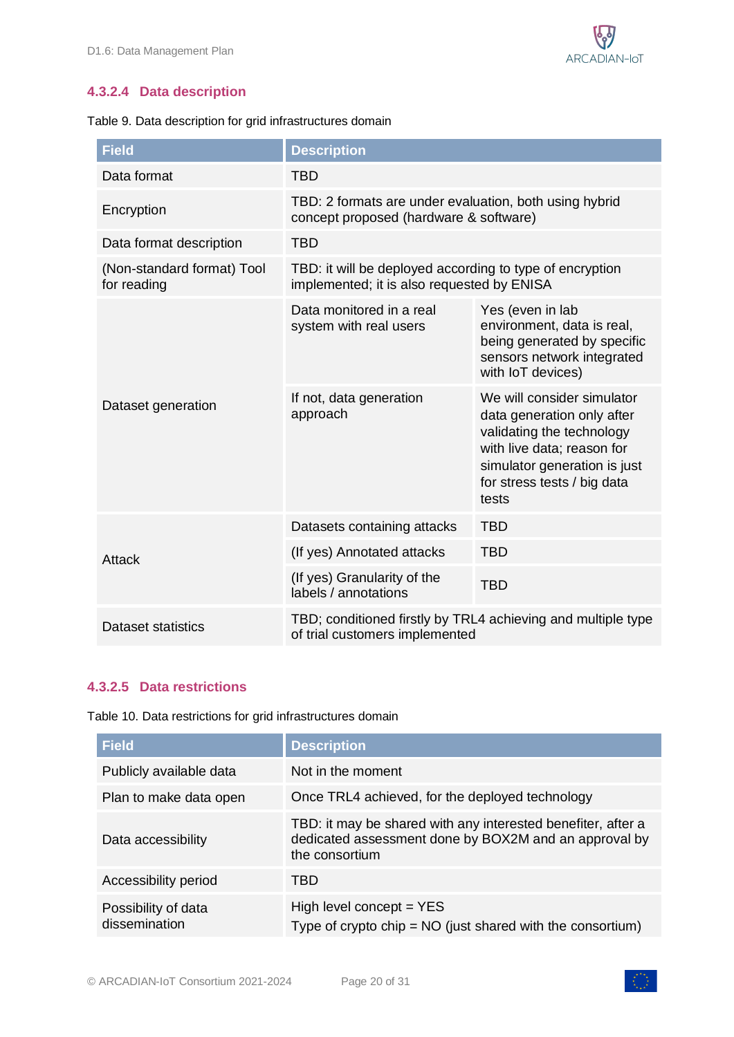#### 4.3.2.4 Data description

Table 9. Data description for grid infrastructures domain

| Field | Description | |
|---|---|---|
| Data format | TBD | |
| Encryption | TBD: 2 formats are under evaluation, both using hybrid concept proposed (hardware & software) | |
| Data format description | TBD | |
| (Non-standard format) Tool for reading | TBD: it will be deployed according to type of encryption implemented; it is also requested by ENISA | |
| Dataset generation | Data monitored in a real system with real users | Yes (even in lab environment, data is real, being generated by specific sensors network integrated with IoT devices) |
| | If not, data generation approach | We will consider simulator data generation only after validating the technology with live data; reason for simulator generation is just for stress tests / big data tests |
| Attack | Datasets containing attacks | TBD |
| | (If yes) Annotated attacks | TBD |
| | (If yes) Granularity of the labels / annotations | TBD |
| Dataset statistics | TBD; conditioned firstly by TRL4 achieving and multiple type of trial customers implemented | |

#### 4.3.2.5 Data restrictions

Table 10. Data restrictions for grid infrastructures domain

| Field | Description |
|---|---|
| Publicly available data | Not in the moment |
| Plan to make data open | Once TRL4 achieved, for the deployed technology |
| Data accessibility | TBD: it may be shared with any interested benefiter, after a dedicated assessment done by BOX2M and an approval by the consortium |
| Accessibility period | TBD |
| Possibility of data dissemination | High level concept = YES<br>Type of crypto chip = NO (just shared with the consortium) |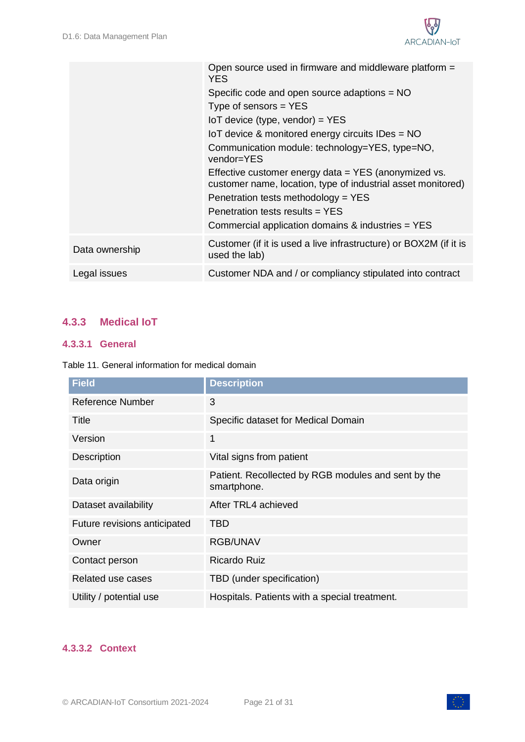| | |
|---|---|
| | Open source used in firmware and middleware platform = YES<br>Specific code and open source adaptions = NO<br>Type of sensors = YES<br>IoT device (type, vendor) = YES<br>IoT device & monitored energy circuits IDes = NO<br>Communication module: technology=YES, type=NO, vendor=YES<br>Effective customer energy data = YES (anonymized vs. customer name, location, type of industrial asset monitored)<br>Penetration tests methodology = YES<br>Penetration tests results = YES<br>Commercial application domains & industries = YES |
| Data ownership | Customer (if it is used a live infrastructure) or BOX2M (if it is used the lab) |
| Legal issues | Customer NDA and / or compliancy stipulated into contract |

### 4.3.3 Medical IoT

#### 4.3.3.1 General

Table 11. General information for medical domain

| Field | Description |
|---|---|
| Reference Number | 3 |
| Title | Specific dataset for Medical Domain |
| Version | 1 |
| Description | Vital signs from patient |
| Data origin | Patient. Recollected by RGB modules and sent by the smartphone. |
| Dataset availability | After TRL4 achieved |
| Future revisions anticipated | TBD |
| Owner | RGB/UNAV |
| Contact person | Ricardo Ruiz |
| Related use cases | TBD (under specification) |
| Utility / potential use | Hospitals. Patients with a special treatment. |

#### 4.3.3.2 Context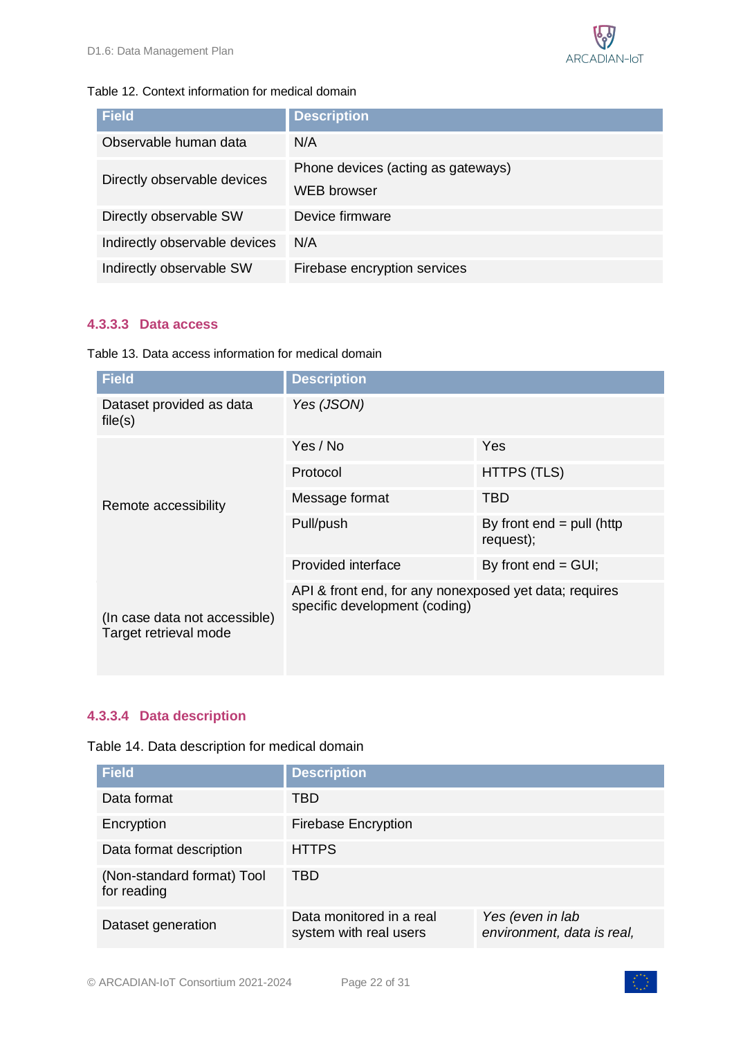Table 12. Context information for medical domain

| Field | Description |
|---|---|
| Observable human data | N/A |
| Directly observable devices | Phone devices (acting as gateways)<br>WEB browser |
| Directly observable SW | Device firmware |
| Indirectly observable devices | N/A |
| Indirectly observable SW | Firebase encryption services |

#### 4.3.3.3 Data access

Table 13. Data access information for medical domain

| Field | Description | |
|---|---|---|
| Dataset provided as data file(s) | *Yes (JSON)* | |
| Remote accessibility | Yes / No | Yes |
| | Protocol | HTTPS (TLS) |
| | Message format | TBD |
| | Pull/push | By front end = pull (http request); |
| | Provided interface | By front end = GUI; |
| (In case data not accessible) Target retrieval mode | API & front end, for any nonexposed yet data; requires specific development (coding) | |

#### 4.3.3.4 Data description

Table 14. Data description for medical domain

| Field | Description | |
|---|---|---|
| Data format | TBD | |
| Encryption | Firebase Encryption | |
| Data format description | HTTPS | |
| (Non-standard format) Tool for reading | TBD | |
| Dataset generation | Data monitored in a real system with real users | *Yes (even in lab environment, data is real,* |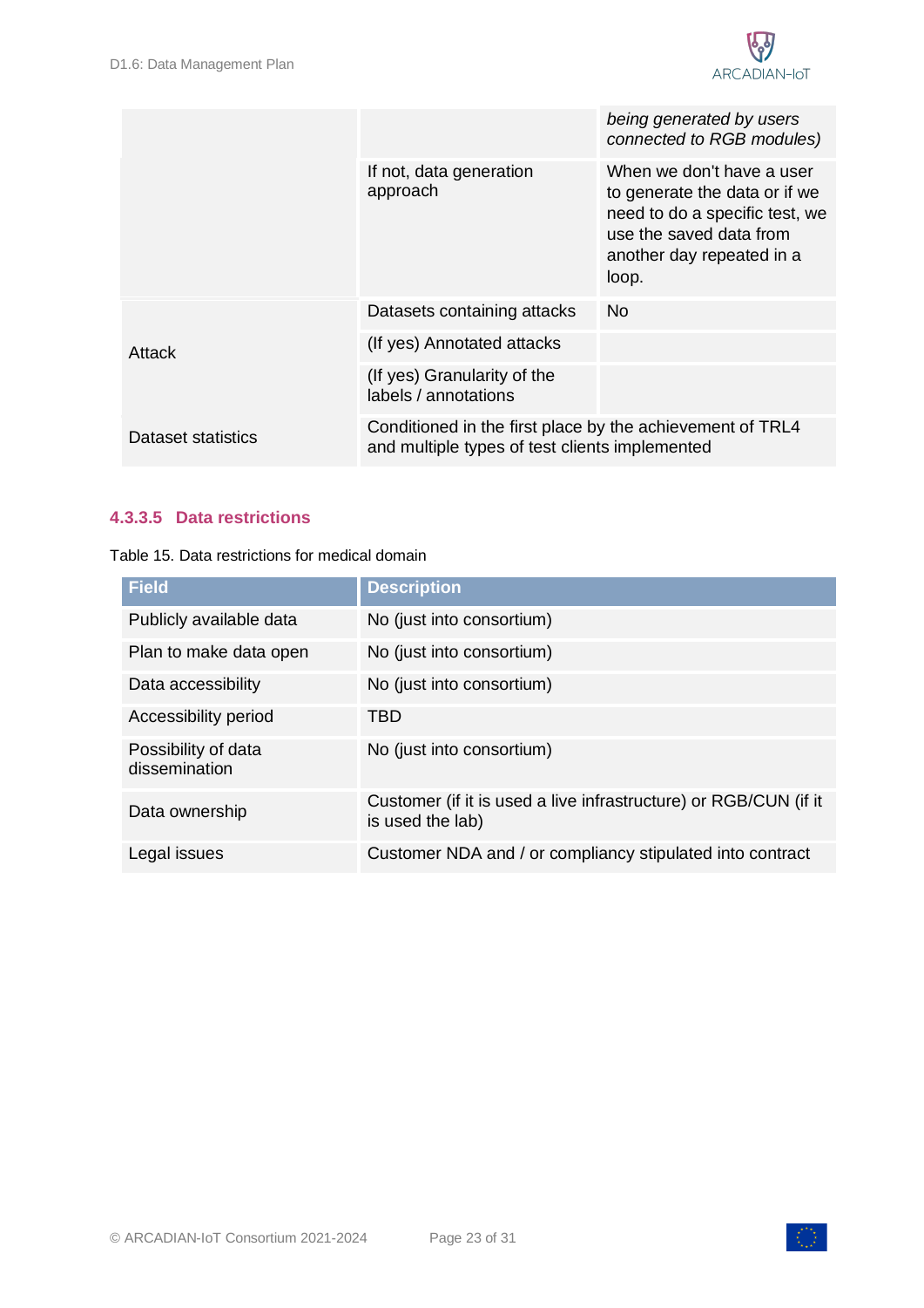| | | |
|---|---|---|
| | | *being generated by users connected to RGB modules)* |
| | If not, data generation approach | When we don't have a user to generate the data or if we need to do a specific test, we use the saved data from another day repeated in a loop. |
| Attack | Datasets containing attacks | No |
| | (If yes) Annotated attacks | |
| | (If yes) Granularity of the labels / annotations | |
| Dataset statistics | Conditioned in the first place by the achievement of TRL4 and multiple types of test clients implemented | |

#### 4.3.3.5 Data restrictions

Table 15. Data restrictions for medical domain

| Field | Description |
|---|---|
| Publicly available data | No (just into consortium) |
| Plan to make data open | No (just into consortium) |
| Data accessibility | No (just into consortium) |
| Accessibility period | TBD |
| Possibility of data dissemination | No (just into consortium) |
| Data ownership | Customer (if it is used a live infrastructure) or RGB/CUN (if it is used the lab) |
| Legal issues | Customer NDA and / or compliancy stipulated into contract |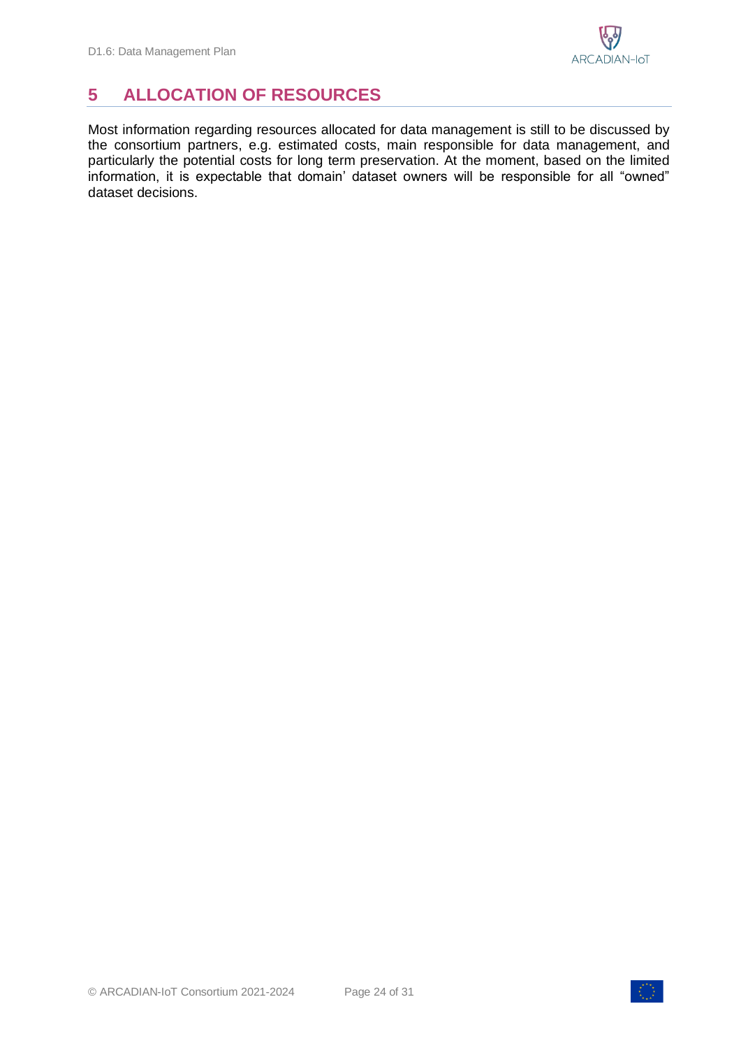# 5 ALLOCATION OF RESOURCES

Most information regarding resources allocated for data management is still to be discussed by the consortium partners, e.g. estimated costs, main responsible for data management, and particularly the potential costs for long term preservation. At the moment, based on the limited information, it is expectable that domain' dataset owners will be responsible for all "owned" dataset decisions.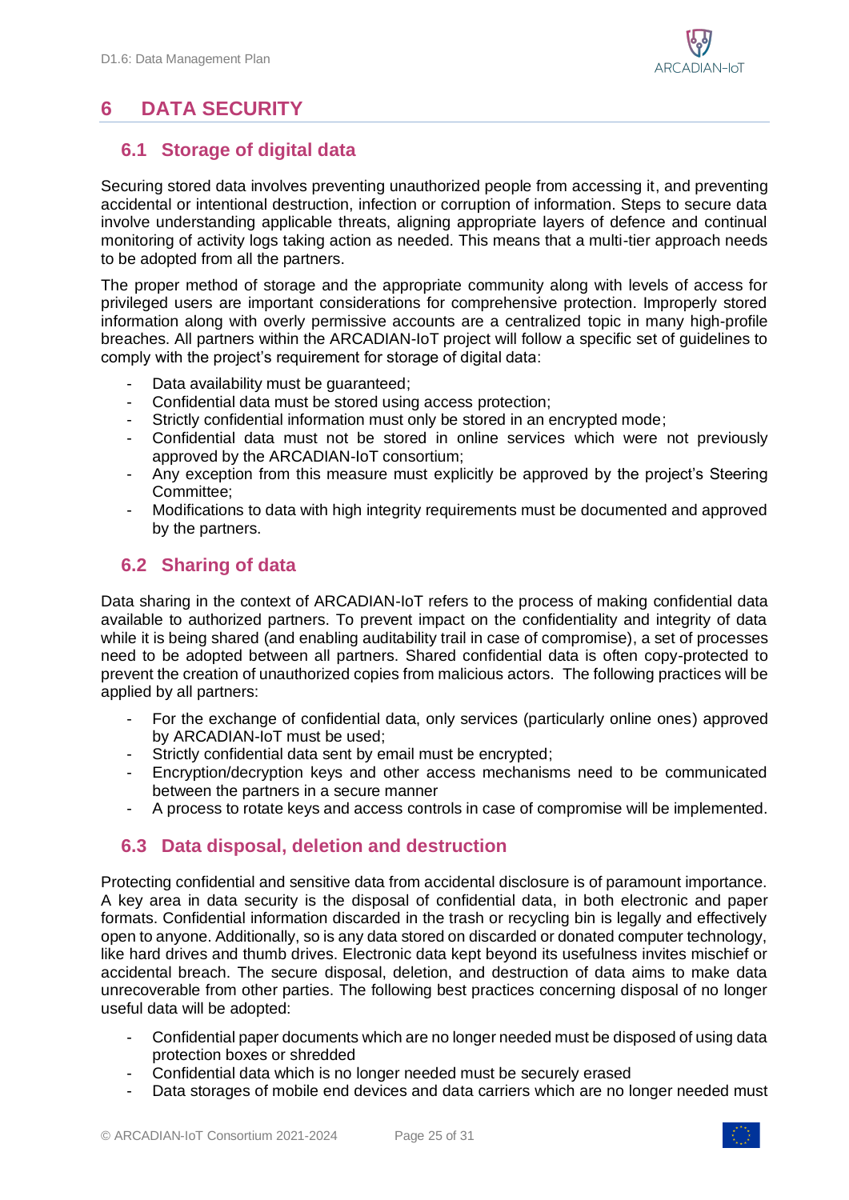# 6 DATA SECURITY

## 6.1 Storage of digital data

Securing stored data involves preventing unauthorized people from accessing it, and preventing accidental or intentional destruction, infection or corruption of information. Steps to secure data involve understanding applicable threats, aligning appropriate layers of defence and continual monitoring of activity logs taking action as needed. This means that a multi-tier approach needs to be adopted from all the partners.

The proper method of storage and the appropriate community along with levels of access for privileged users are important considerations for comprehensive protection. Improperly stored information along with overly permissive accounts are a centralized topic in many high-profile breaches. All partners within the ARCADIAN-IoT project will follow a specific set of guidelines to comply with the project's requirement for storage of digital data:

- Data availability must be guaranteed;
- Confidential data must be stored using access protection;
- Strictly confidential information must only be stored in an encrypted mode;
- Confidential data must not be stored in online services which were not previously approved by the ARCADIAN-IoT consortium;
- Any exception from this measure must explicitly be approved by the project's Steering Committee;
- Modifications to data with high integrity requirements must be documented and approved by the partners.

## 6.2 Sharing of data

Data sharing in the context of ARCADIAN-IoT refers to the process of making confidential data available to authorized partners. To prevent impact on the confidentiality and integrity of data while it is being shared (and enabling auditability trail in case of compromise), a set of processes need to be adopted between all partners. Shared confidential data is often copy-protected to prevent the creation of unauthorized copies from malicious actors. The following practices will be applied by all partners:

- For the exchange of confidential data, only services (particularly online ones) approved by ARCADIAN-IoT must be used;
- Strictly confidential data sent by email must be encrypted;
- Encryption/decryption keys and other access mechanisms need to be communicated between the partners in a secure manner
- A process to rotate keys and access controls in case of compromise will be implemented.

## 6.3 Data disposal, deletion and destruction

Protecting confidential and sensitive data from accidental disclosure is of paramount importance. A key area in data security is the disposal of confidential data, in both electronic and paper formats. Confidential information discarded in the trash or recycling bin is legally and effectively open to anyone. Additionally, so is any data stored on discarded or donated computer technology, like hard drives and thumb drives. Electronic data kept beyond its usefulness invites mischief or accidental breach. The secure disposal, deletion, and destruction of data aims to make data unrecoverable from other parties. The following best practices concerning disposal of no longer useful data will be adopted:

- Confidential paper documents which are no longer needed must be disposed of using data protection boxes or shredded
- Confidential data which is no longer needed must be securely erased
- Data storages of mobile end devices and data carriers which are no longer needed must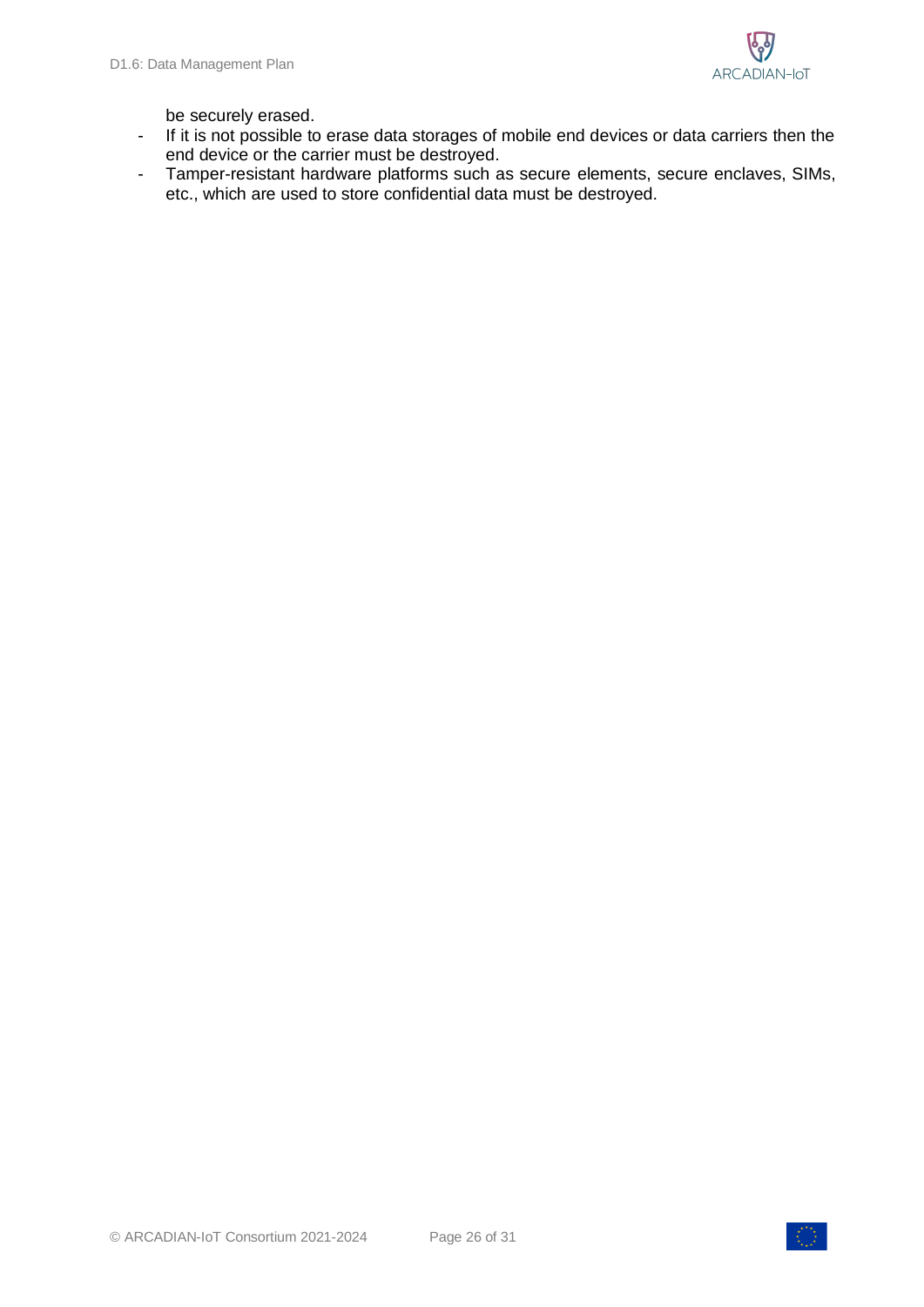be securely erased.

- If it is not possible to erase data storages of mobile end devices or data carriers then the end device or the carrier must be destroyed.
- Tamper-resistant hardware platforms such as secure elements, secure enclaves, SIMs, etc., which are used to store confidential data must be destroyed.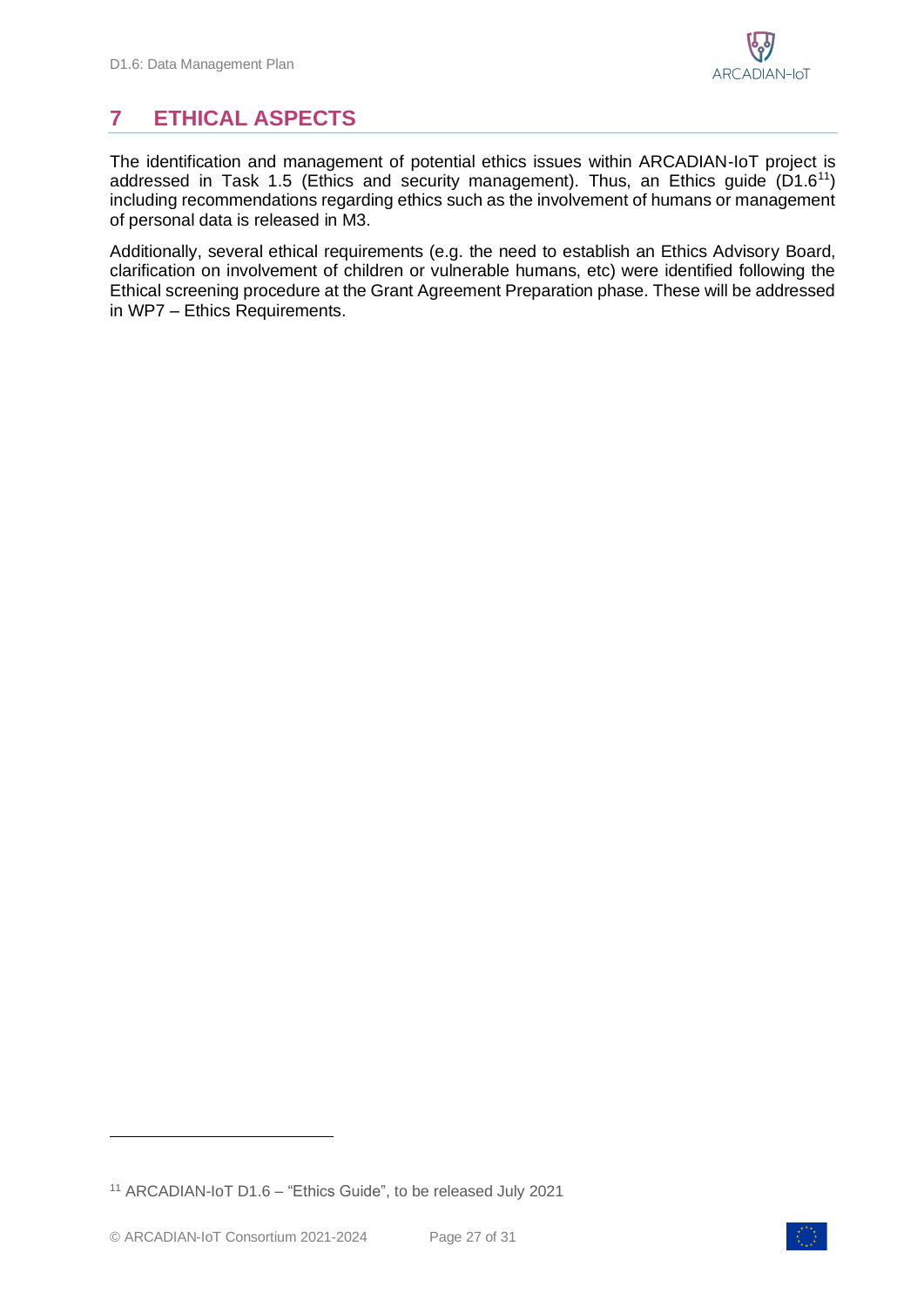# 7 ETHICAL ASPECTS

The identification and management of potential ethics issues within ARCADIAN-IoT project is addressed in Task 1.5 (Ethics and security management). Thus, an Ethics guide (D1.6[11]) including recommendations regarding ethics such as the involvement of humans or management of personal data is released in M3.

Additionally, several ethical requirements (e.g. the need to establish an Ethics Advisory Board, clarification on involvement of children or vulnerable humans, etc) were identified following the Ethical screening procedure at the Grant Agreement Preparation phase. These will be addressed in WP7 – Ethics Requirements.

[11] ARCADIAN-IoT D1.6 – "Ethics Guide", to be released July 2021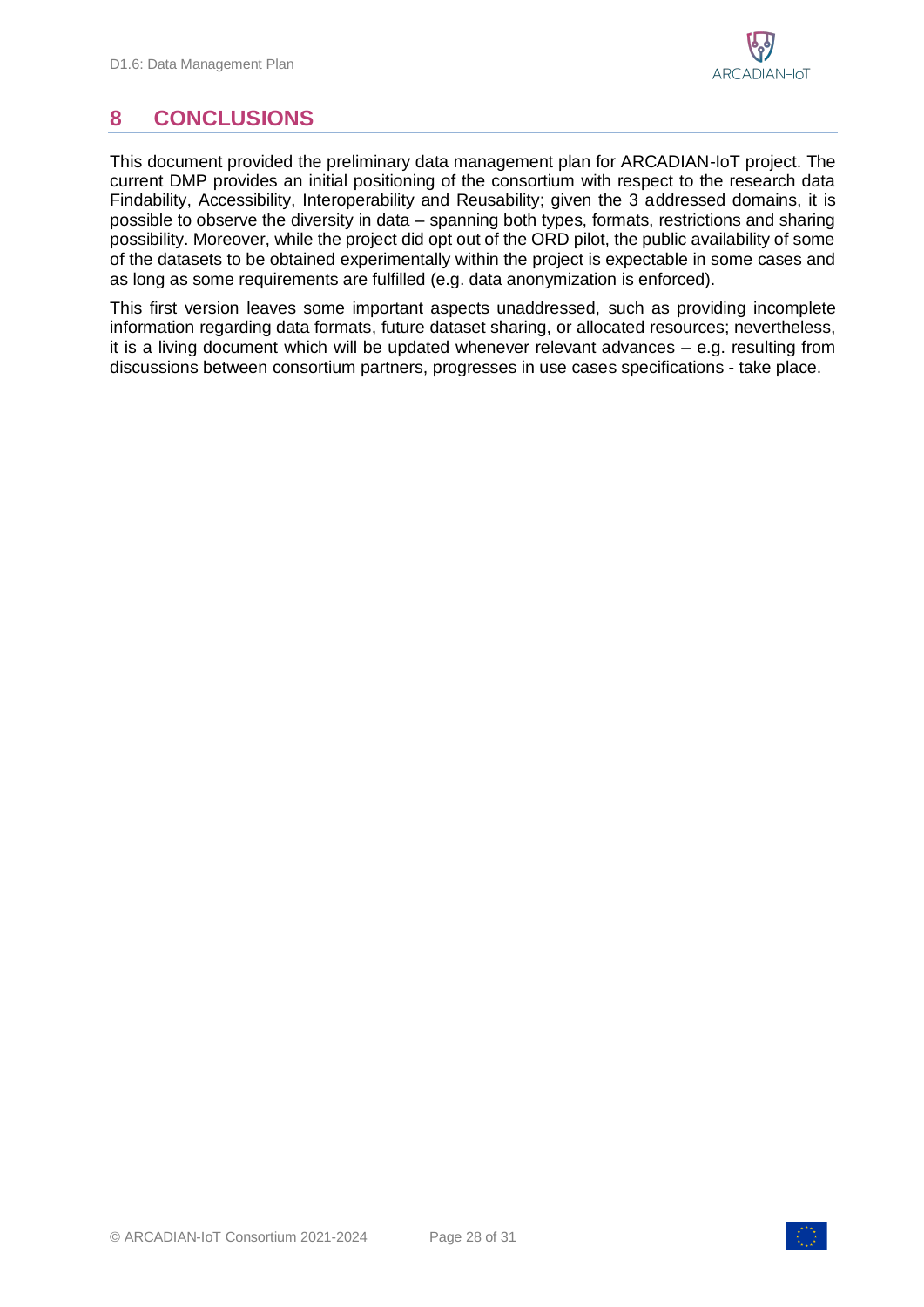# 8 CONCLUSIONS

This document provided the preliminary data management plan for ARCADIAN-IoT project. The current DMP provides an initial positioning of the consortium with respect to the research data Findability, Accessibility, Interoperability and Reusability; given the 3 addressed domains, it is possible to observe the diversity in data – spanning both types, formats, restrictions and sharing possibility. Moreover, while the project did opt out of the ORD pilot, the public availability of some of the datasets to be obtained experimentally within the project is expectable in some cases and as long as some requirements are fulfilled (e.g. data anonymization is enforced).

This first version leaves some important aspects unaddressed, such as providing incomplete information regarding data formats, future dataset sharing, or allocated resources; nevertheless, it is a living document which will be updated whenever relevant advances – e.g. resulting from discussions between consortium partners, progresses in use cases specifications - take place.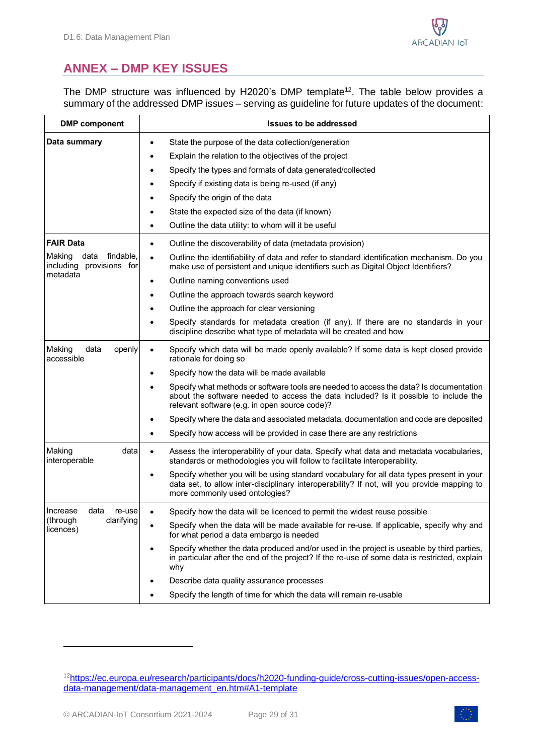# ANNEX – DMP KEY ISSUES

The DMP structure was influenced by H2020's DMP template[12]. The table below provides a summary of the addressed DMP issues – serving as guideline for future updates of the document:

| DMP component | Issues to be addressed |
|---|---|
| **Data summary** | • State the purpose of the data collection/generation<br>• Explain the relation to the objectives of the project<br>• Specify the types and formats of data generated/collected<br>• Specify if existing data is being re-used (if any)<br>• Specify the origin of the data<br>• State the expected size of the data (if known)<br>• Outline the data utility: to whom will it be useful |
| **FAIR Data**<br>Making data findable, including provisions for metadata | • Outline the discoverability of data (metadata provision)<br>• Outline the identifiability of data and refer to standard identification mechanism. Do you make use of persistent and unique identifiers such as Digital Object Identifiers?<br>• Outline naming conventions used<br>• Outline the approach towards search keyword<br>• Outline the approach for clear versioning<br>• Specify standards for metadata creation (if any). If there are no standards in your discipline describe what type of metadata will be created and how |
| Making data openly accessible | • Specify which data will be made openly available? If some data is kept closed provide rationale for doing so<br>• Specify how the data will be made available<br>• Specify what methods or software tools are needed to access the data? Is documentation about the software needed to access the data included? Is it possible to include the relevant software (e.g. in open source code)?<br>• Specify where the data and associated metadata, documentation and code are deposited<br>• Specify how access will be provided in case there are any restrictions |
| Making data interoperable | • Assess the interoperability of your data. Specify what data and metadata vocabularies, standards or methodologies you will follow to facilitate interoperability.<br>• Specify whether you will be using standard vocabulary for all data types present in your data set, to allow inter-disciplinary interoperability? If not, will you provide mapping to more commonly used ontologies? |
| Increase data re-use (through clarifying licences) | • Specify how the data will be licenced to permit the widest reuse possible<br>• Specify when the data will be made available for re-use. If applicable, specify why and for what period a data embargo is needed<br>• Specify whether the data produced and/or used in the project is useable by third parties, in particular after the end of the project? If the re-use of some data is restricted, explain why<br>• Describe data quality assurance processes<br>• Specify the length of time for which the data will remain re-usable |

[12] https://ec.europa.eu/research/participants/docs/h2020-funding-guide/cross-cutting-issues/open-access-data-management/data-management_en.htm#A1-template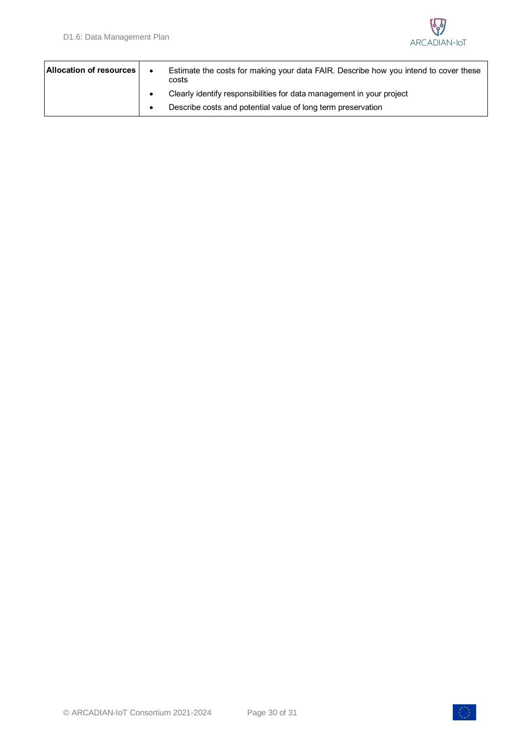| Allocation of resources | • Estimate the costs for making your data FAIR. Describe how you intend to cover these costs<br>• Clearly identify responsibilities for data management in your project<br>• Describe costs and potential value of long term preservation |
|---|---|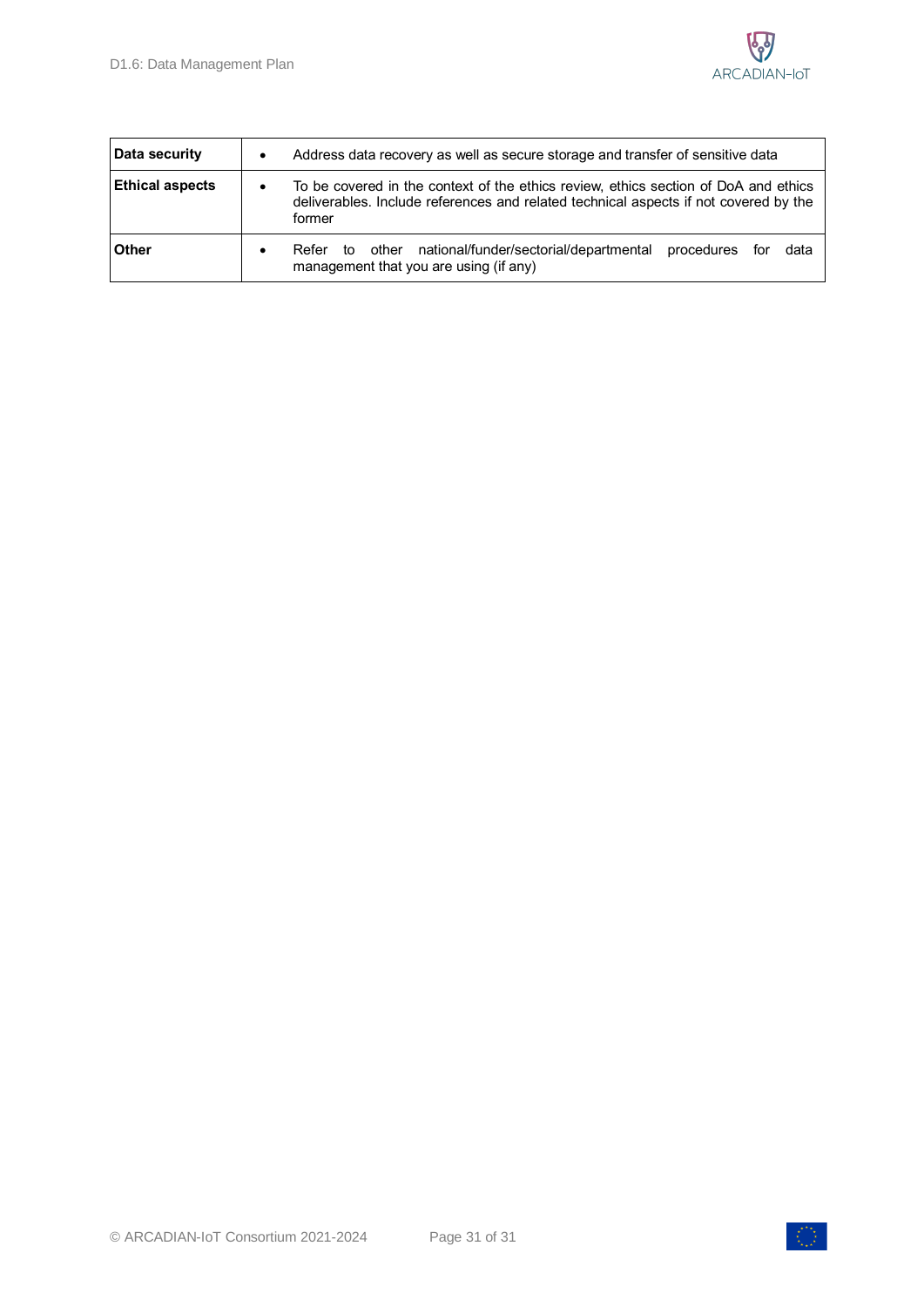| | |
|---|---|
| **Data security** | • Address data recovery as well as secure storage and transfer of sensitive data |
| **Ethical aspects** | • To be covered in the context of the ethics review, ethics section of DoA and ethics deliverables. Include references and related technical aspects if not covered by the former |
| **Other** | • Refer to other national/funder/sectorial/departmental procedures for data management that you are using (if any) |